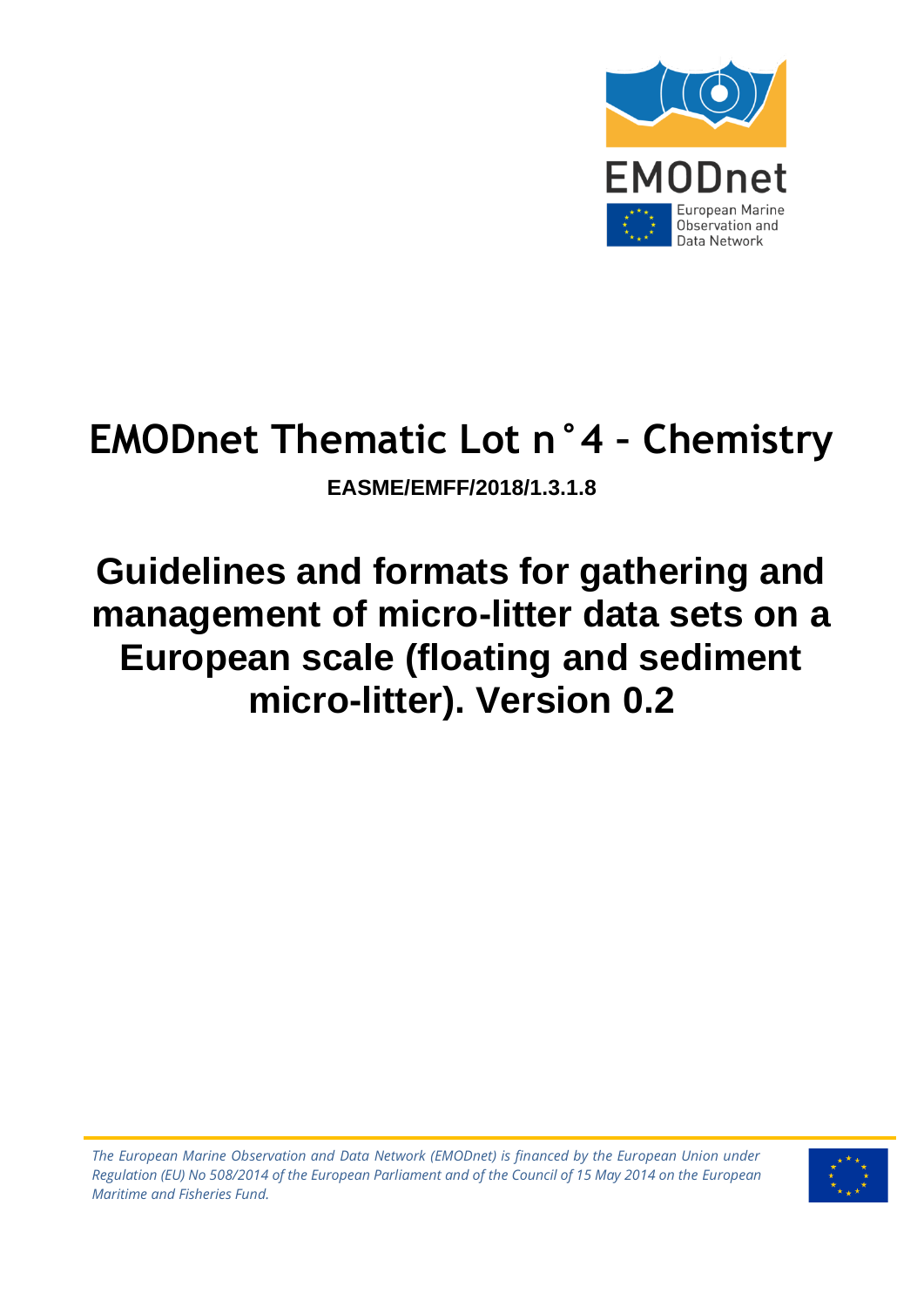EMODnet

European Marine Observation and Data Network

# EMODnet Thematic Lot n˚4 – Chemistry

**EASME/EMFF/2018/1.3.1.8**

# Guidelines and formats for gathering and management of micro-litter data sets on a European scale (floating and sediment micro-litter). Version 0.2

*The European Marine Observation and Data Network (EMODnet) is financed by the European Union under Regulation (EU) No 508/2014 of the European Parliament and of the Council of 15 May 2014 on the European Maritime and Fisheries Fund.*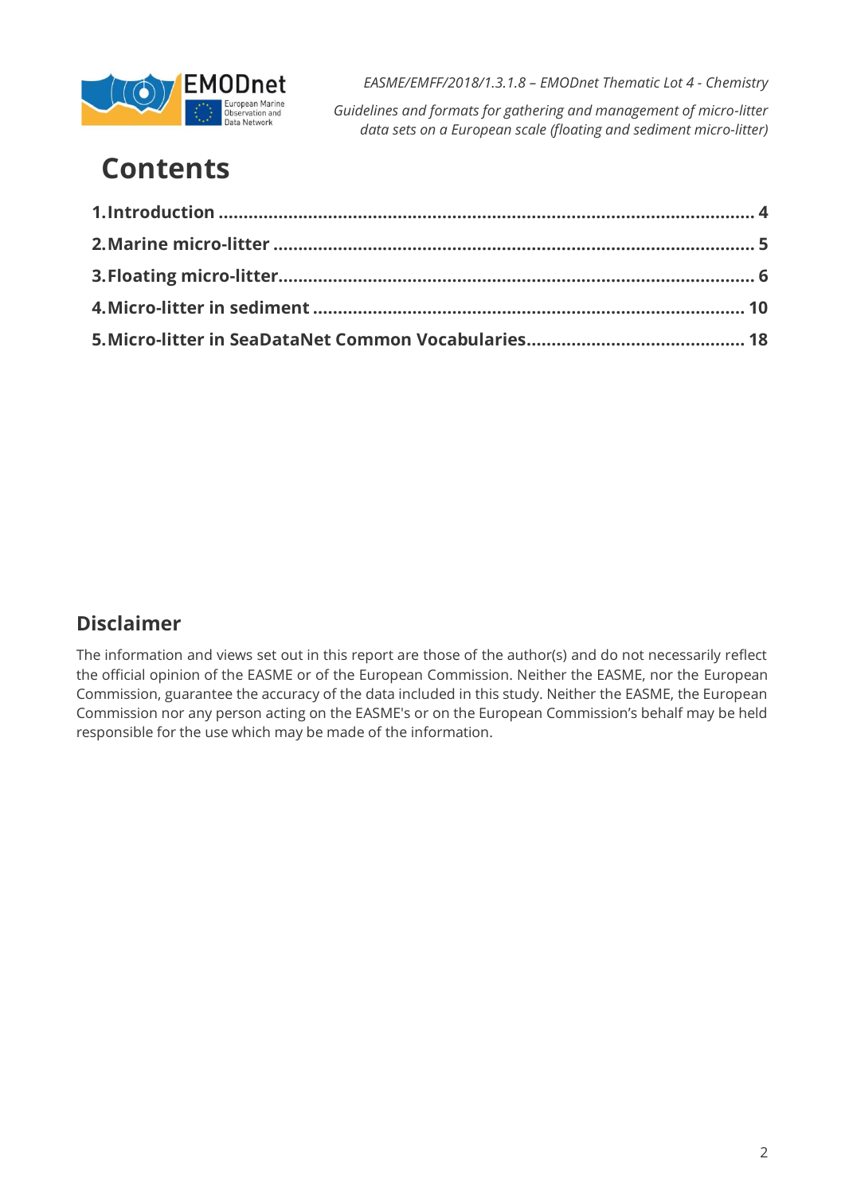# Contents

1. Introduction .......................................................................................... 4
2. Marine micro-litter .................................................................................. 5
3. Floating micro-litter................................................................................. 6
4. Micro-litter in sediment ......................................................................... 10
5. Micro-litter in SeaDataNet Common Vocabularies........................................... 18

## Disclaimer

The information and views set out in this report are those of the author(s) and do not necessarily reflect the official opinion of the EASME or of the European Commission. Neither the EASME, nor the European Commission, guarantee the accuracy of the data included in this study. Neither the EASME, the European Commission nor any person acting on the EASME's or on the European Commission's behalf may be held responsible for the use which may be made of the information.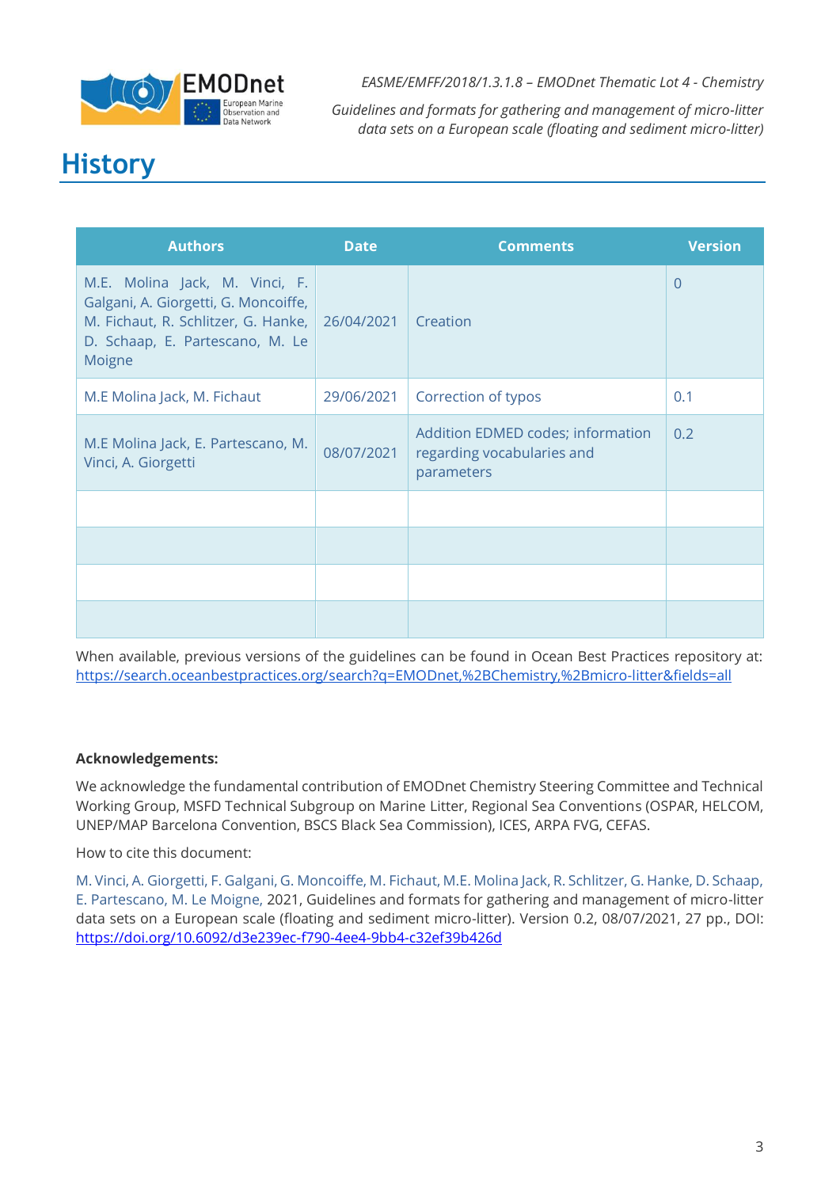# History

| Authors | Date | Comments | Version |
|---|---|---|---|
| M.E. Molina Jack, M. Vinci, F. Galgani, A. Giorgetti, G. Moncoiffe, M. Fichaut, R. Schlitzer, G. Hanke, D. Schaap, E. Partescano, M. Le Moigne | 26/04/2021 | Creation | 0 |
| M.E Molina Jack, M. Fichaut | 29/06/2021 | Correction of typos | 0.1 |
| M.E Molina Jack, E. Partescano, M. Vinci, A. Giorgetti | 08/07/2021 | Addition EDMED codes; information regarding vocabularies and parameters | 0.2 |
| | | | |
| | | | |
| | | | |
| | | | |

When available, previous versions of the guidelines can be found in Ocean Best Practices repository at: https://search.oceanbestpractices.org/search?q=EMODnet,%2BChemistry,%2Bmicro-litter&fields=all

**Acknowledgements:**

We acknowledge the fundamental contribution of EMODnet Chemistry Steering Committee and Technical Working Group, MSFD Technical Subgroup on Marine Litter, Regional Sea Conventions (OSPAR, HELCOM, UNEP/MAP Barcelona Convention, BSCS Black Sea Commission), ICES, ARPA FVG, CEFAS.

How to cite this document:

M. Vinci, A. Giorgetti, F. Galgani, G. Moncoiffe, M. Fichaut, M.E. Molina Jack, R. Schlitzer, G. Hanke, D. Schaap, E. Partescano, M. Le Moigne, 2021, Guidelines and formats for gathering and management of micro-litter data sets on a European scale (floating and sediment micro-litter). Version 0.2, 08/07/2021, 27 pp., DOI: https://doi.org/10.6092/d3e239ec-f790-4ee4-9bb4-c32ef39b426d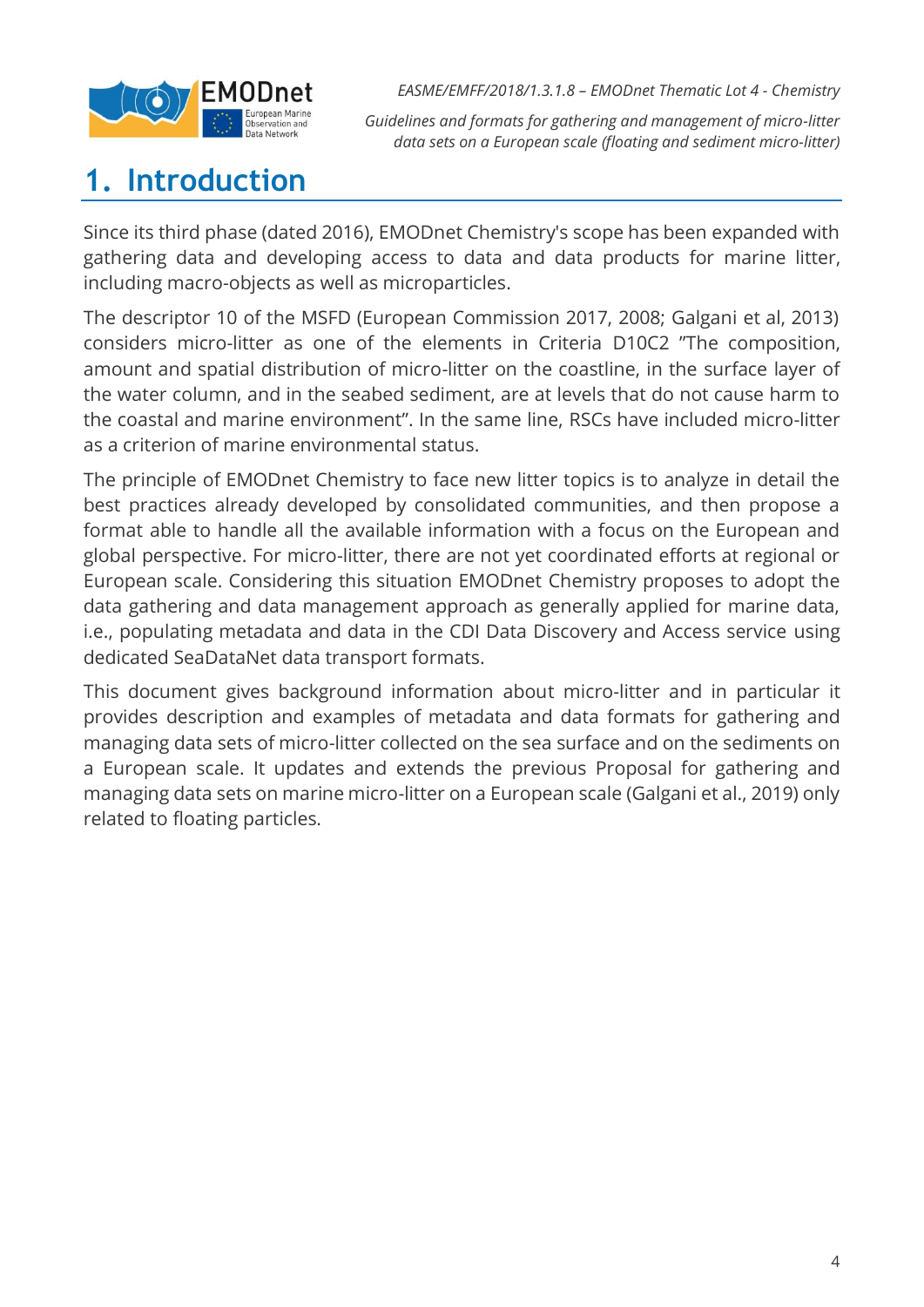# 1. Introduction

Since its third phase (dated 2016), EMODnet Chemistry's scope has been expanded with gathering data and developing access to data and data products for marine litter, including macro-objects as well as microparticles.

The descriptor 10 of the MSFD (European Commission 2017, 2008; Galgani et al, 2013) considers micro-litter as one of the elements in Criteria D10C2 "The composition, amount and spatial distribution of micro-litter on the coastline, in the surface layer of the water column, and in the seabed sediment, are at levels that do not cause harm to the coastal and marine environment". In the same line, RSCs have included micro-litter as a criterion of marine environmental status.

The principle of EMODnet Chemistry to face new litter topics is to analyze in detail the best practices already developed by consolidated communities, and then propose a format able to handle all the available information with a focus on the European and global perspective. For micro-litter, there are not yet coordinated efforts at regional or European scale. Considering this situation EMODnet Chemistry proposes to adopt the data gathering and data management approach as generally applied for marine data, i.e., populating metadata and data in the CDI Data Discovery and Access service using dedicated SeaDataNet data transport formats.

This document gives background information about micro-litter and in particular it provides description and examples of metadata and data formats for gathering and managing data sets of micro-litter collected on the sea surface and on the sediments on a European scale. It updates and extends the previous Proposal for gathering and managing data sets on marine micro-litter on a European scale (Galgani et al., 2019) only related to floating particles.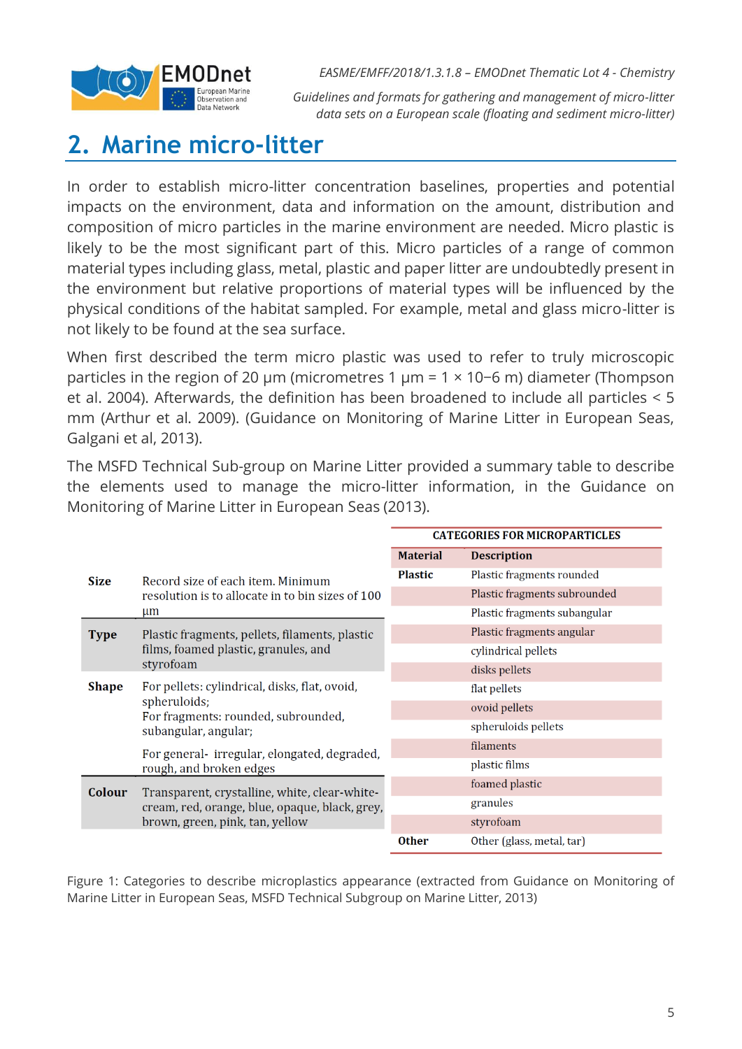## 2. Marine micro-litter

In order to establish micro-litter concentration baselines, properties and potential impacts on the environment, data and information on the amount, distribution and composition of micro particles in the marine environment are needed. Micro plastic is likely to be the most significant part of this. Micro particles of a range of common material types including glass, metal, plastic and paper litter are undoubtedly present in the environment but relative proportions of material types will be influenced by the physical conditions of the habitat sampled. For example, metal and glass micro-litter is not likely to be found at the sea surface.

When first described the term micro plastic was used to refer to truly microscopic particles in the region of 20 µm (micrometres 1 µm = 1 × 10−6 m) diameter (Thompson et al. 2004). Afterwards, the definition has been broadened to include all particles < 5 mm (Arthur et al. 2009). (Guidance on Monitoring of Marine Litter in European Seas, Galgani et al, 2013).

The MSFD Technical Sub-group on Marine Litter provided a summary table to describe the elements used to manage the micro-litter information, in the Guidance on Monitoring of Marine Litter in European Seas (2013).

| | |
|---|---|
| **Size** | Record size of each item. Minimum resolution is to allocate in to bin sizes of 100 µm |
| **Type** | Plastic fragments, pellets, filaments, plastic films, foamed plastic, granules, and styrofoam |
| **Shape** | For pellets: cylindrical, disks, flat, ovoid, spheruloids; For fragments: rounded, subrounded, subangular, angular; For general- irregular, elongated, degraded, rough, and broken edges |
| **Colour** | Transparent, crystalline, white, clear-white-cream, red, orange, blue, opaque, black, grey, brown, green, pink, tan, yellow |

| CATEGORIES FOR MICROPARTICLES | |
|---|---|
| **Material** | **Description** |
| **Plastic** | Plastic fragments rounded |
| | Plastic fragments subrounded |
| | Plastic fragments subangular |
| | Plastic fragments angular |
| | cylindrical pellets |
| | disks pellets |
| | flat pellets |
| | ovoid pellets |
| | spheruloids pellets |
| | filaments |
| | plastic films |
| | foamed plastic |
| | granules |
| | styrofoam |
| **Other** | Other (glass, metal, tar) |

Figure 1: Categories to describe microplastics appearance (extracted from Guidance on Monitoring of Marine Litter in European Seas, MSFD Technical Subgroup on Marine Litter, 2013)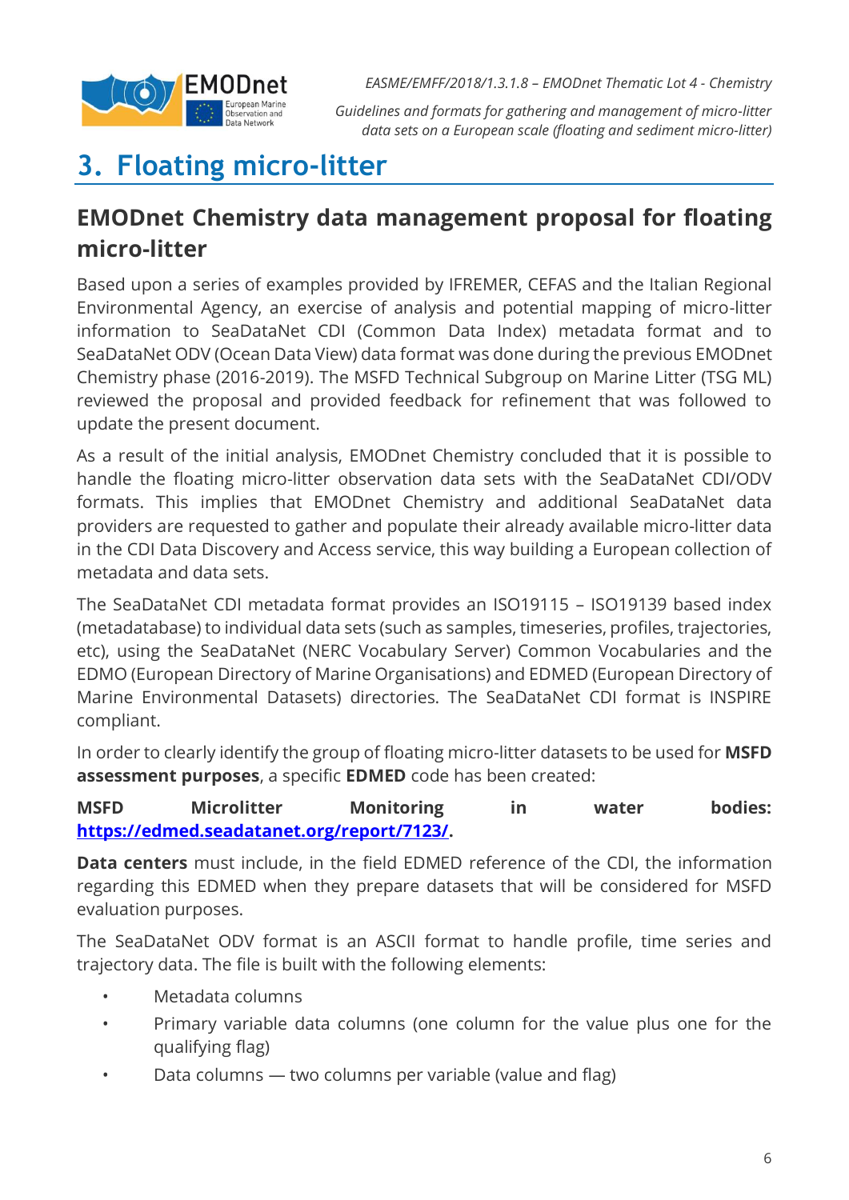# 3. Floating micro-litter

## EMODnet Chemistry data management proposal for floating micro-litter

Based upon a series of examples provided by IFREMER, CEFAS and the Italian Regional Environmental Agency, an exercise of analysis and potential mapping of micro-litter information to SeaDataNet CDI (Common Data Index) metadata format and to SeaDataNet ODV (Ocean Data View) data format was done during the previous EMODnet Chemistry phase (2016-2019). The MSFD Technical Subgroup on Marine Litter (TSG ML) reviewed the proposal and provided feedback for refinement that was followed to update the present document.

As a result of the initial analysis, EMODnet Chemistry concluded that it is possible to handle the floating micro-litter observation data sets with the SeaDataNet CDI/ODV formats. This implies that EMODnet Chemistry and additional SeaDataNet data providers are requested to gather and populate their already available micro-litter data in the CDI Data Discovery and Access service, this way building a European collection of metadata and data sets.

The SeaDataNet CDI metadata format provides an ISO19115 – ISO19139 based index (metadatabase) to individual data sets (such as samples, timeseries, profiles, trajectories, etc), using the SeaDataNet (NERC Vocabulary Server) Common Vocabularies and the EDMO (European Directory of Marine Organisations) and EDMED (European Directory of Marine Environmental Datasets) directories. The SeaDataNet CDI format is INSPIRE compliant.

In order to clearly identify the group of floating micro-litter datasets to be used for **MSFD assessment purposes**, a specific **EDMED** code has been created:

**MSFD Microlitter Monitoring in water bodies: [https://edmed.seadatanet.org/report/7123/](https://edmed.seadatanet.org/report/7123/).**

**Data centers** must include, in the field EDMED reference of the CDI, the information regarding this EDMED when they prepare datasets that will be considered for MSFD evaluation purposes.

The SeaDataNet ODV format is an ASCII format to handle profile, time series and trajectory data. The file is built with the following elements:

- Metadata columns
- Primary variable data columns (one column for the value plus one for the qualifying flag)
- Data columns — two columns per variable (value and flag)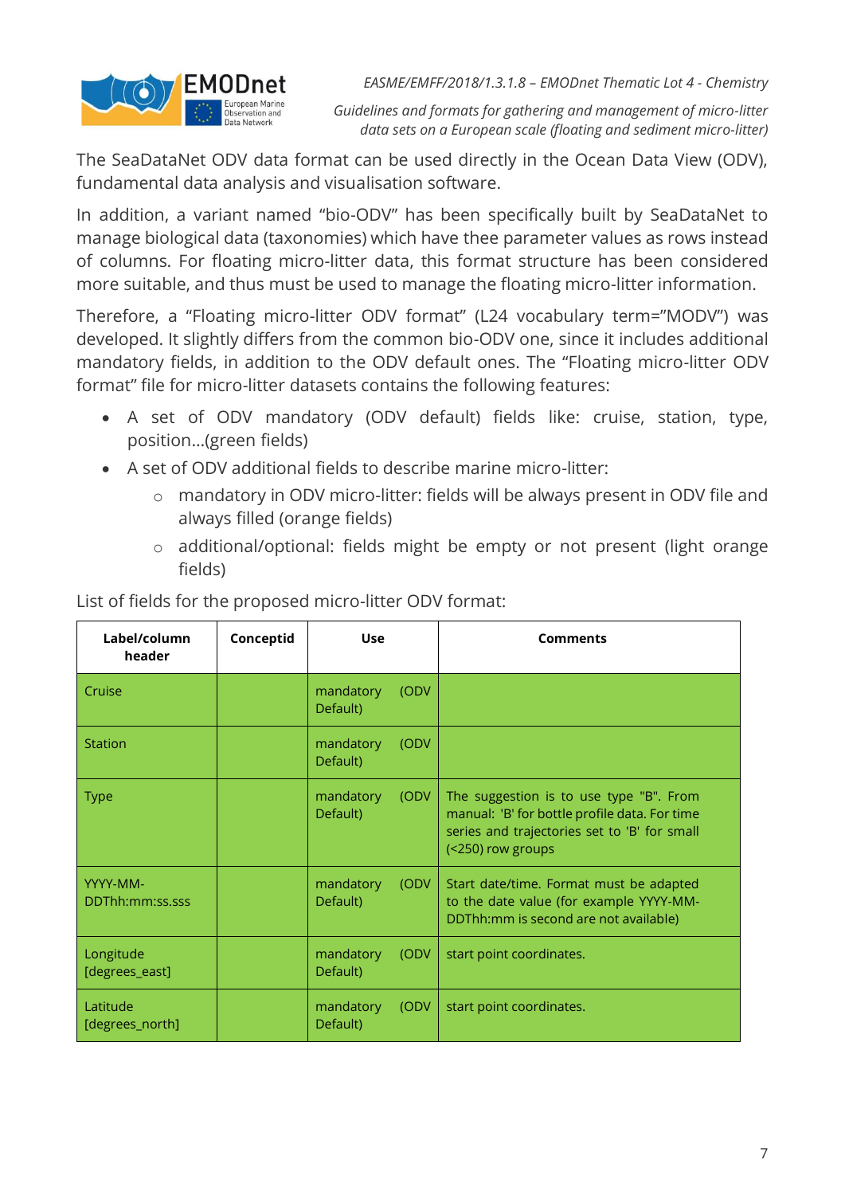The SeaDataNet ODV data format can be used directly in the Ocean Data View (ODV), fundamental data analysis and visualisation software.

In addition, a variant named "bio-ODV" has been specifically built by SeaDataNet to manage biological data (taxonomies) which have thee parameter values as rows instead of columns. For floating micro-litter data, this format structure has been considered more suitable, and thus must be used to manage the floating micro-litter information.

Therefore, a "Floating micro-litter ODV format" (L24 vocabulary term="MODV") was developed. It slightly differs from the common bio-ODV one, since it includes additional mandatory fields, in addition to the ODV default ones. The "Floating micro-litter ODV format" file for micro-litter datasets contains the following features:

- A set of ODV mandatory (ODV default) fields like: cruise, station, type, position…(green fields)
- A set of ODV additional fields to describe marine micro-litter:
  - mandatory in ODV micro-litter: fields will be always present in ODV file and always filled (orange fields)
  - additional/optional: fields might be empty or not present (light orange fields)

List of fields for the proposed micro-litter ODV format:

| Label/column header | Conceptid | Use | Comments |
|---|---|---|---|
| Cruise | | mandatory (ODV Default) | |
| Station | | mandatory (ODV Default) | |
| Type | | mandatory (ODV Default) | The suggestion is to use type "B". From manual: 'B' for bottle profile data. For time series and trajectories set to 'B' for small (<250) row groups |
| YYYY-MM-DDThh:mm:ss.sss | | mandatory (ODV Default) | Start date/time. Format must be adapted to the date value (for example YYYY-MM-DDThh:mm is second are not available) |
| Longitude [degrees_east] | | mandatory (ODV Default) | start point coordinates. |
| Latitude [degrees_north] | | mandatory (ODV Default) | start point coordinates. |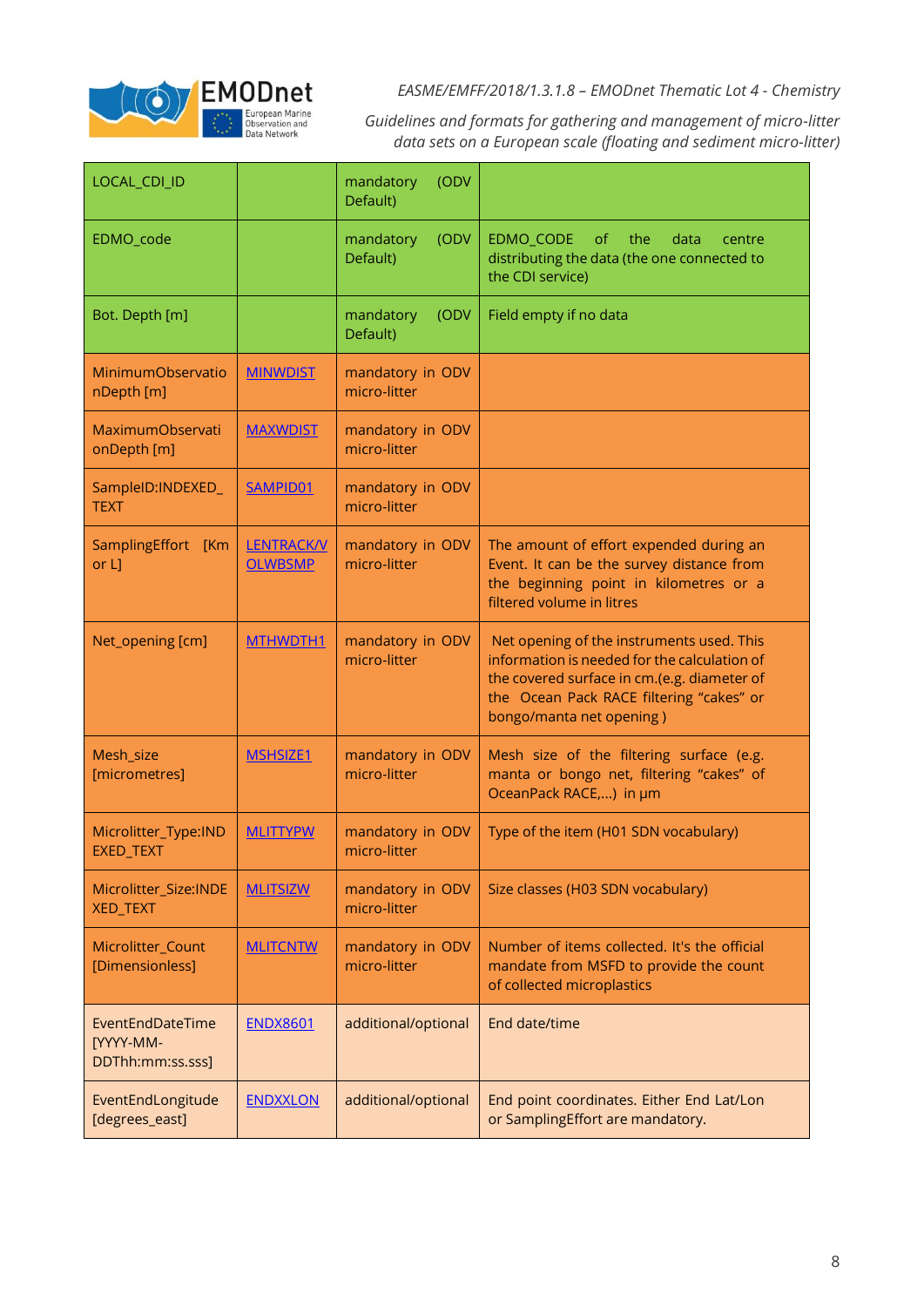| LOCAL_CDI_ID | | mandatory (ODV Default) | |
|---|---|---|---|
| EDMO_code | | mandatory (ODV Default) | EDMO_CODE of the data centre distributing the data (the one connected to the CDI service) |
| Bot. Depth [m] | | mandatory (ODV Default) | Field empty if no data |
| MinimumObservationDepth [m] | MINWDIST | mandatory in ODV micro-litter | |
| MaximumObservationDepth [m] | MAXWDIST | mandatory in ODV micro-litter | |
| SampleID:INDEXED_TEXT | SAMPID01 | mandatory in ODV micro-litter | |
| SamplingEffort [Km or L] | LENTRACK/VOLWBSMP | mandatory in ODV micro-litter | The amount of effort expended during an Event. It can be the survey distance from the beginning point in kilometres or a filtered volume in litres |
| Net_opening [cm] | MTHWDTH1 | mandatory in ODV micro-litter | Net opening of the instruments used. This information is needed for the calculation of the covered surface in cm.(e.g. diameter of the Ocean Pack RACE filtering “cakes” or bongo/manta net opening ) |
| Mesh_size [micrometres] | MSHSIZE1 | mandatory in ODV micro-litter | Mesh size of the filtering surface (e.g. manta or bongo net, filtering “cakes” of OceanPack RACE,…) in µm |
| Microlitter_Type:INDEXED_TEXT | MLITTYPW | mandatory in ODV micro-litter | Type of the item (H01 SDN vocabulary) |
| Microlitter_Size:INDEXED_TEXT | MLITSIZW | mandatory in ODV micro-litter | Size classes (H03 SDN vocabulary) |
| Microlitter_Count [Dimensionless] | MLITCNTW | mandatory in ODV micro-litter | Number of items collected. It's the official mandate from MSFD to provide the count of collected microplastics |
| EventEndDateTime [YYYY-MM-DDThh:mm:ss.sss] | ENDX8601 | additional/optional | End date/time |
| EventEndLongitude [degrees_east] | ENDXXLON | additional/optional | End point coordinates. Either End Lat/Lon or SamplingEffort are mandatory. |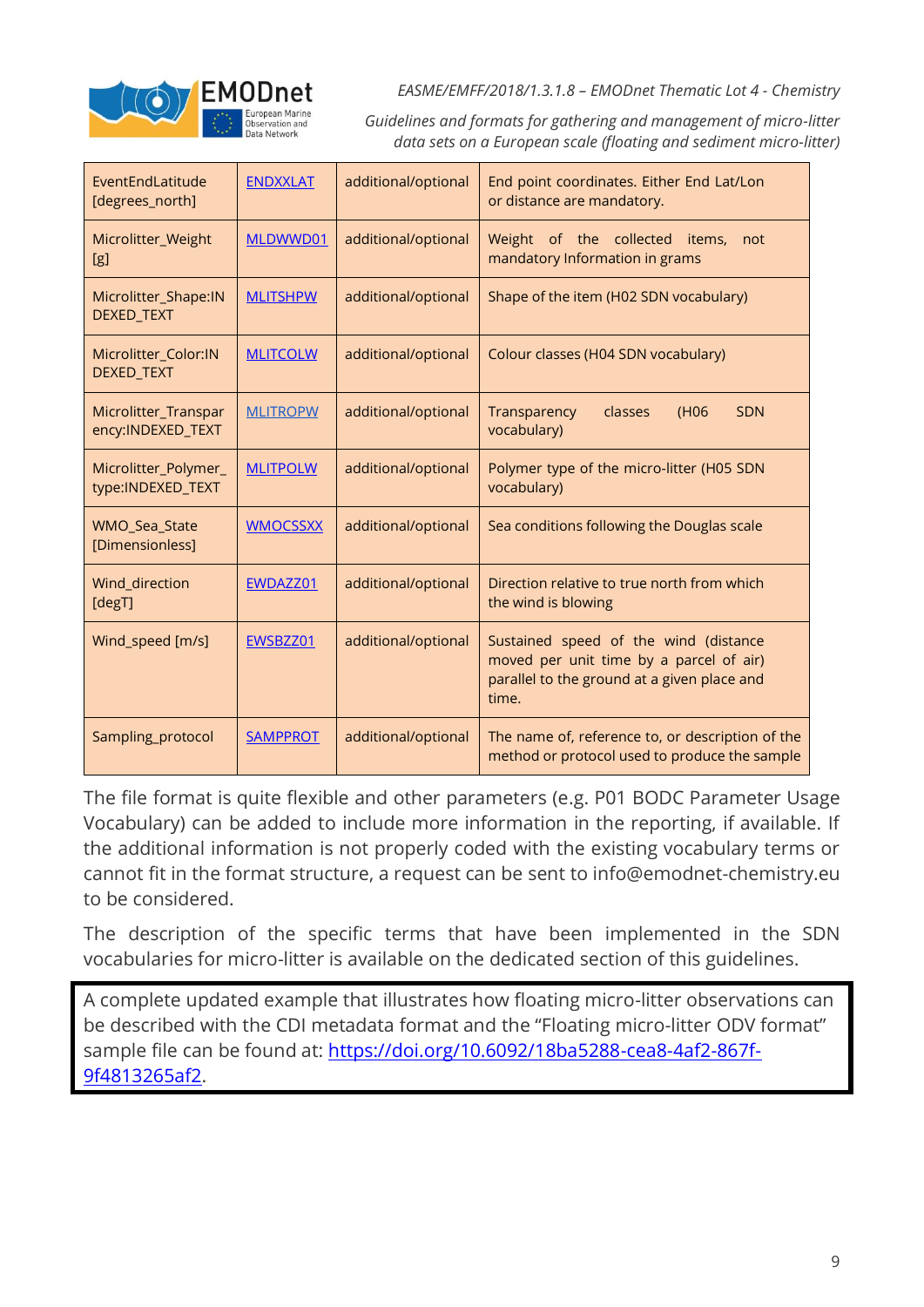| EventEndLatitude [degrees_north] | ENDXXLAT | additional/optional | End point coordinates. Either End Lat/Lon or distance are mandatory. |
|---|---|---|---|
| Microlitter_Weight [g] | MLDWWD01 | additional/optional | Weight of the collected items, not mandatory Information in grams |
| Microlitter_Shape:INDEXED_TEXT | MLITSHPW | additional/optional | Shape of the item (H02 SDN vocabulary) |
| Microlitter_Color:INDEXED_TEXT | MLITCOLW | additional/optional | Colour classes (H04 SDN vocabulary) |
| Microlitter_Transparency:INDEXED_TEXT | MLITROPW | additional/optional | Transparency classes (H06 SDN vocabulary) |
| Microlitter_Polymer_type:INDEXED_TEXT | MLITPOLW | additional/optional | Polymer type of the micro-litter (H05 SDN vocabulary) |
| WMO_Sea_State [Dimensionless] | WMOCSSXX | additional/optional | Sea conditions following the Douglas scale |
| Wind_direction [degT] | EWDAZZ01 | additional/optional | Direction relative to true north from which the wind is blowing |
| Wind_speed [m/s] | EWSBZZ01 | additional/optional | Sustained speed of the wind (distance moved per unit time by a parcel of air) parallel to the ground at a given place and time. |
| Sampling_protocol | SAMPPROT | additional/optional | The name of, reference to, or description of the method or protocol used to produce the sample |

The file format is quite flexible and other parameters (e.g. P01 BODC Parameter Usage Vocabulary) can be added to include more information in the reporting, if available. If the additional information is not properly coded with the existing vocabulary terms or cannot fit in the format structure, a request can be sent to info@emodnet-chemistry.eu to be considered.

The description of the specific terms that have been implemented in the SDN vocabularies for micro-litter is available on the dedicated section of this guidelines.

A complete updated example that illustrates how floating micro-litter observations can be described with the CDI metadata format and the "Floating micro-litter ODV format" sample file can be found at: https://doi.org/10.6092/18ba5288-cea8-4af2-867f-9f4813265af2.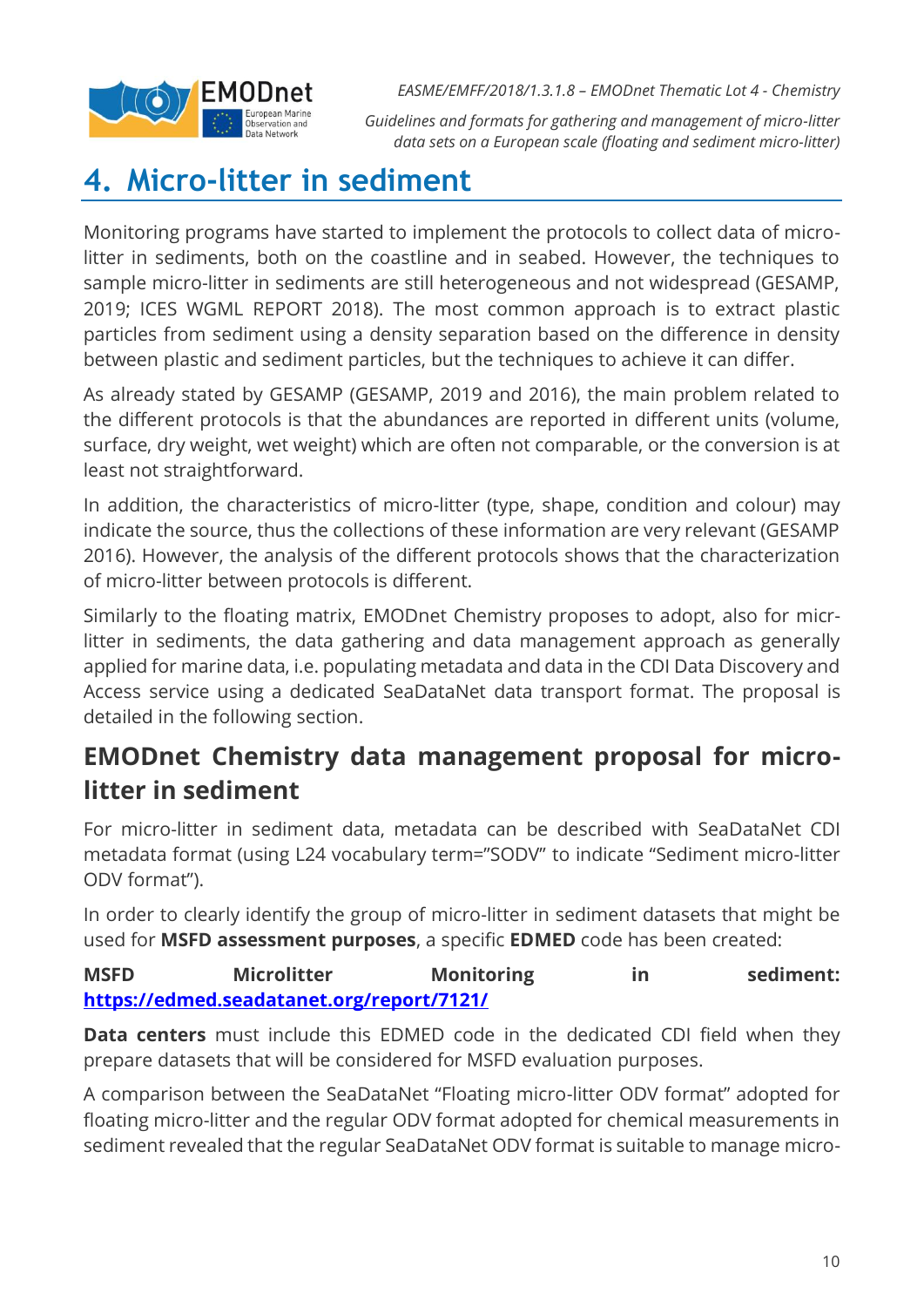# 4. Micro-litter in sediment

Monitoring programs have started to implement the protocols to collect data of micro-litter in sediments, both on the coastline and in seabed. However, the techniques to sample micro-litter in sediments are still heterogeneous and not widespread (GESAMP, 2019; ICES WGML REPORT 2018). The most common approach is to extract plastic particles from sediment using a density separation based on the difference in density between plastic and sediment particles, but the techniques to achieve it can differ.

As already stated by GESAMP (GESAMP, 2019 and 2016), the main problem related to the different protocols is that the abundances are reported in different units (volume, surface, dry weight, wet weight) which are often not comparable, or the conversion is at least not straightforward.

In addition, the characteristics of micro-litter (type, shape, condition and colour) may indicate the source, thus the collections of these information are very relevant (GESAMP 2016). However, the analysis of the different protocols shows that the characterization of micro-litter between protocols is different.

Similarly to the floating matrix, EMODnet Chemistry proposes to adopt, also for micr-litter in sediments, the data gathering and data management approach as generally applied for marine data, i.e. populating metadata and data in the CDI Data Discovery and Access service using a dedicated SeaDataNet data transport format. The proposal is detailed in the following section.

## EMODnet Chemistry data management proposal for micro-litter in sediment

For micro-litter in sediment data, metadata can be described with SeaDataNet CDI metadata format (using L24 vocabulary term="SODV" to indicate "Sediment micro-litter ODV format").

In order to clearly identify the group of micro-litter in sediment datasets that might be used for **MSFD assessment purposes**, a specific **EDMED** code has been created:

**MSFD Microlitter Monitoring in sediment:** [https://edmed.seadatanet.org/report/7121/](https://edmed.seadatanet.org/report/7121/)

**Data centers** must include this EDMED code in the dedicated CDI field when they prepare datasets that will be considered for MSFD evaluation purposes.

A comparison between the SeaDataNet "Floating micro-litter ODV format" adopted for floating micro-litter and the regular ODV format adopted for chemical measurements in sediment revealed that the regular SeaDataNet ODV format is suitable to manage micro-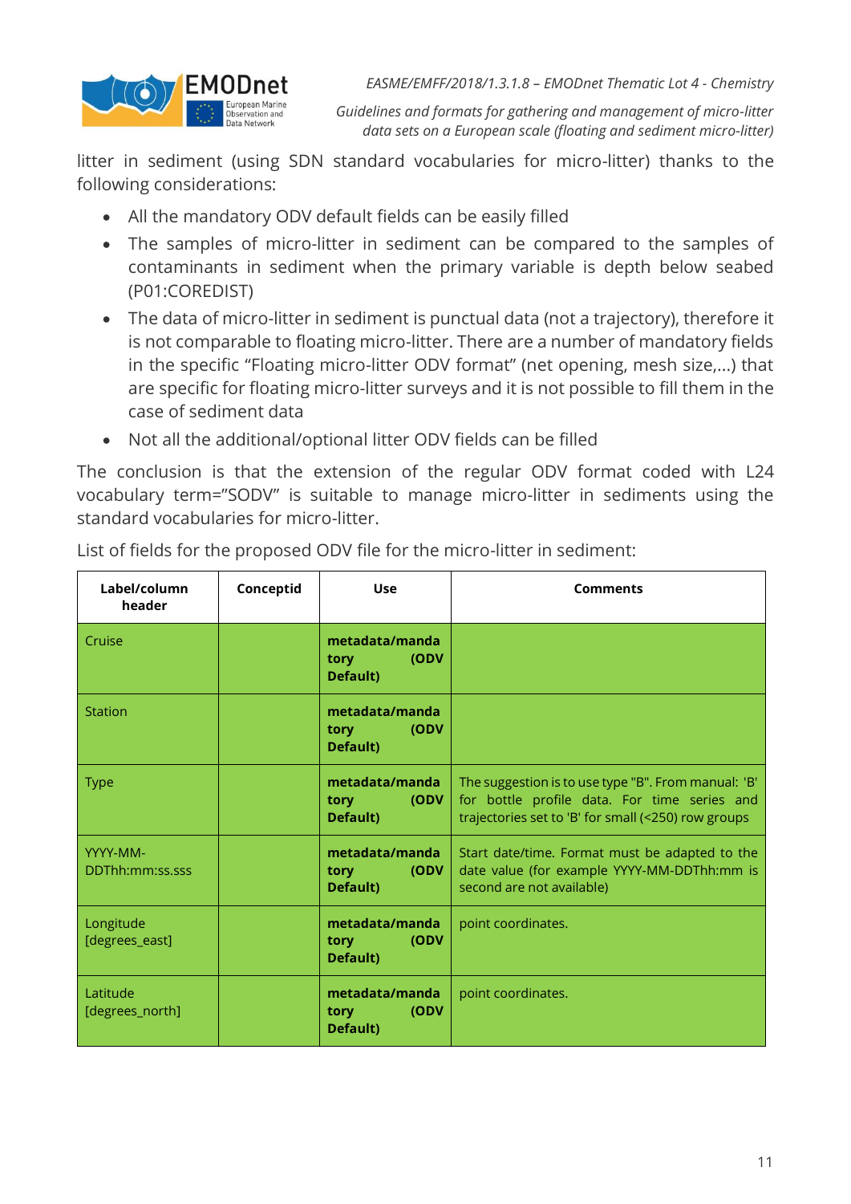litter in sediment (using SDN standard vocabularies for micro-litter) thanks to the following considerations:

- All the mandatory ODV default fields can be easily filled
- The samples of micro-litter in sediment can be compared to the samples of contaminants in sediment when the primary variable is depth below seabed (P01:COREDIST)
- The data of micro-litter in sediment is punctual data (not a trajectory), therefore it is not comparable to floating micro-litter. There are a number of mandatory fields in the specific “Floating micro-litter ODV format” (net opening, mesh size,...) that are specific for floating micro-litter surveys and it is not possible to fill them in the case of sediment data
- Not all the additional/optional litter ODV fields can be filled

The conclusion is that the extension of the regular ODV format coded with L24 vocabulary term=”SODV” is suitable to manage micro-litter in sediments using the standard vocabularies for micro-litter.

List of fields for the proposed ODV file for the micro-litter in sediment:

| Label/column header | Conceptid | Use | Comments |
|---|---|---|---|
| Cruise | | **metadata/mandatory (ODV Default)** | |
| Station | | **metadata/mandatory (ODV Default)** | |
| Type | | **metadata/mandatory (ODV Default)** | The suggestion is to use type "B". From manual: 'B' for bottle profile data. For time series and trajectories set to 'B' for small (<250) row groups |
| YYYY-MM-DDThh:mm:ss.sss | | **metadata/mandatory (ODV Default)** | Start date/time. Format must be adapted to the date value (for example YYYY-MM-DDThh:mm is second are not available) |
| Longitude [degrees_east] | | **metadata/mandatory (ODV Default)** | point coordinates. |
| Latitude [degrees_north] | | **metadata/mandatory (ODV Default)** | point coordinates. |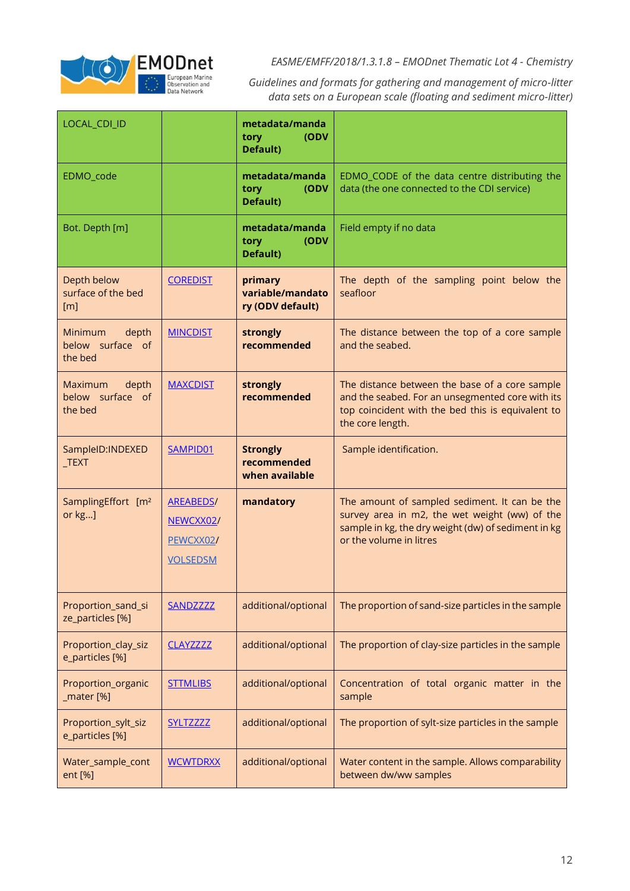| LOCAL_CDI_ID | | **metadata/mandatory (ODV Default)** | |
|---|---|---|---|
| EDMO_code | | **metadata/mandatory (ODV Default)** | EDMO_CODE of the data centre distributing the data (the one connected to the CDI service) |
| Bot. Depth [m] | | **metadata/mandatory (ODV Default)** | Field empty if no data |
| Depth below surface of the bed [m] | COREDIST | **primary variable/mandatory (ODV default)** | The depth of the sampling point below the seafloor |
| Minimum depth below surface of the bed | MINCDIST | **strongly recommended** | The distance between the top of a core sample and the seabed. |
| Maximum depth below surface of the bed | MAXCDIST | **strongly recommended** | The distance between the base of a core sample and the seabed. For an unsegmented core with its top coincident with the bed this is equivalent to the core length. |
| SampleID:INDEXED_TEXT | SAMPID01 | **Strongly recommended when available** | Sample identification. |
| SamplingEffort [m² or kg…] | AREABEDS/ NEWCXX02/ PEWCXX02/ VOLSEDSM | **mandatory** | The amount of sampled sediment. It can be the survey area in m2, the wet weight (ww) of the sample in kg, the dry weight (dw) of sediment in kg or the volume in litres |
| Proportion_sand_size_particles [%] | SANDZZZZ | additional/optional | The proportion of sand-size particles in the sample |
| Proportion_clay_size_particles [%] | CLAYZZZZ | additional/optional | The proportion of clay-size particles in the sample |
| Proportion_organic_mater [%] | STTMLIBS | additional/optional | Concentration of total organic matter in the sample |
| Proportion_sylt_size_particles [%] | SYLTZZZZ | additional/optional | The proportion of sylt-size particles in the sample |
| Water_sample_content [%] | WCWTDRXX | additional/optional | Water content in the sample. Allows comparability between dw/ww samples |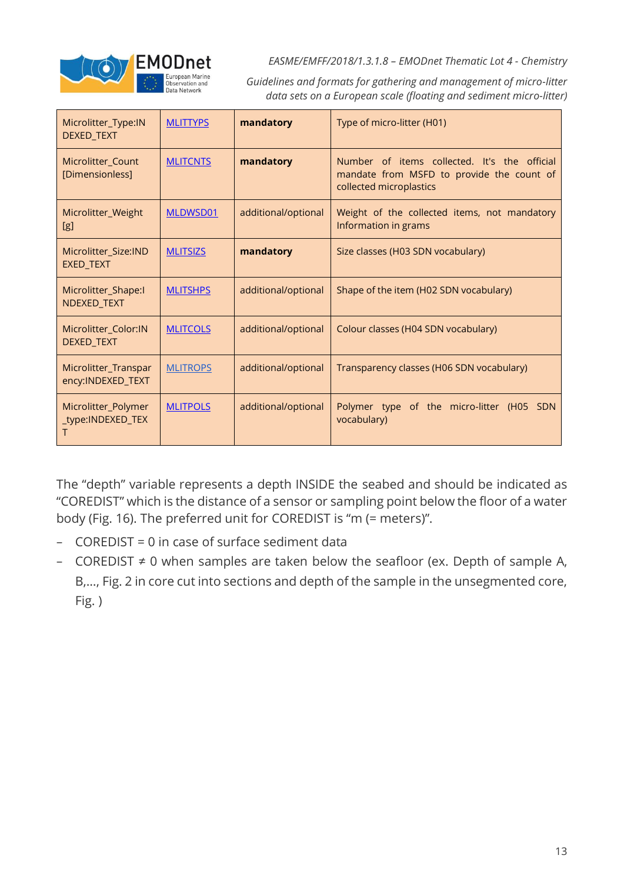| Microlitter_Type:INDEXED_TEXT | MLITTYPS | **mandatory** | Type of micro-litter (H01) |
|---|---|---|---|
| Microlitter_Count [Dimensionless] | MLITCNTS | **mandatory** | Number of items collected. It's the official mandate from MSFD to provide the count of collected microplastics |
| Microlitter_Weight [g] | MLDWSD01 | additional/optional | Weight of the collected items, not mandatory Information in grams |
| Microlitter_Size:INDEXED_TEXT | MLITSIZS | **mandatory** | Size classes (H03 SDN vocabulary) |
| Microlitter_Shape:INDEXED_TEXT | MLITSHPS | additional/optional | Shape of the item (H02 SDN vocabulary) |
| Microlitter_Color:INDEXED_TEXT | MLITCOLS | additional/optional | Colour classes (H04 SDN vocabulary) |
| Microlitter_Transparency:INDEXED_TEXT | MLITROPS | additional/optional | Transparency classes (H06 SDN vocabulary) |
| Microlitter_Polymer_type:INDEXED_TEXT | MLITPOLS | additional/optional | Polymer type of the micro-litter (H05 SDN vocabulary) |

The "depth" variable represents a depth INSIDE the seabed and should be indicated as "COREDIST" which is the distance of a sensor or sampling point below the floor of a water body (Fig. 16). The preferred unit for COREDIST is "m (= meters)".

- COREDIST = 0 in case of surface sediment data
- COREDIST ≠ 0 when samples are taken below the seafloor (ex. Depth of sample A, B,..., Fig. 2 in core cut into sections and depth of the sample in the unsegmented core, Fig. )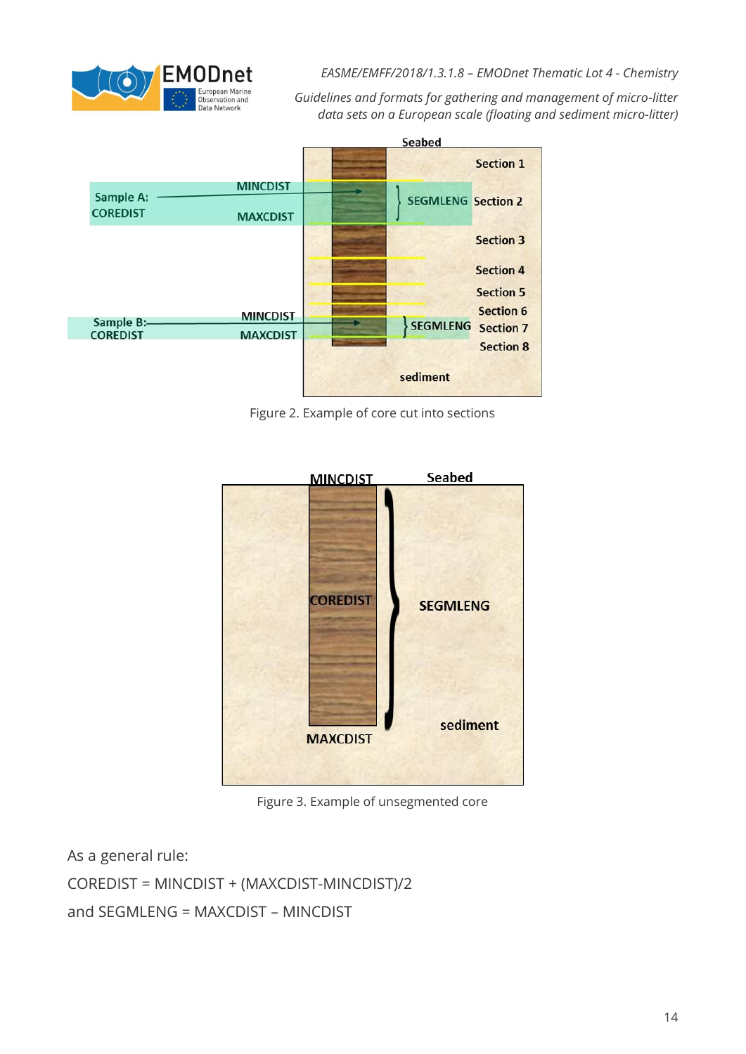Figure 2. Example of core cut into sections

Figure 3. Example of unsegmented core

As a general rule:

COREDIST = MINCDIST + (MAXCDIST-MINCDIST)/2

and SEGMLENG = MAXCDIST – MINCDIST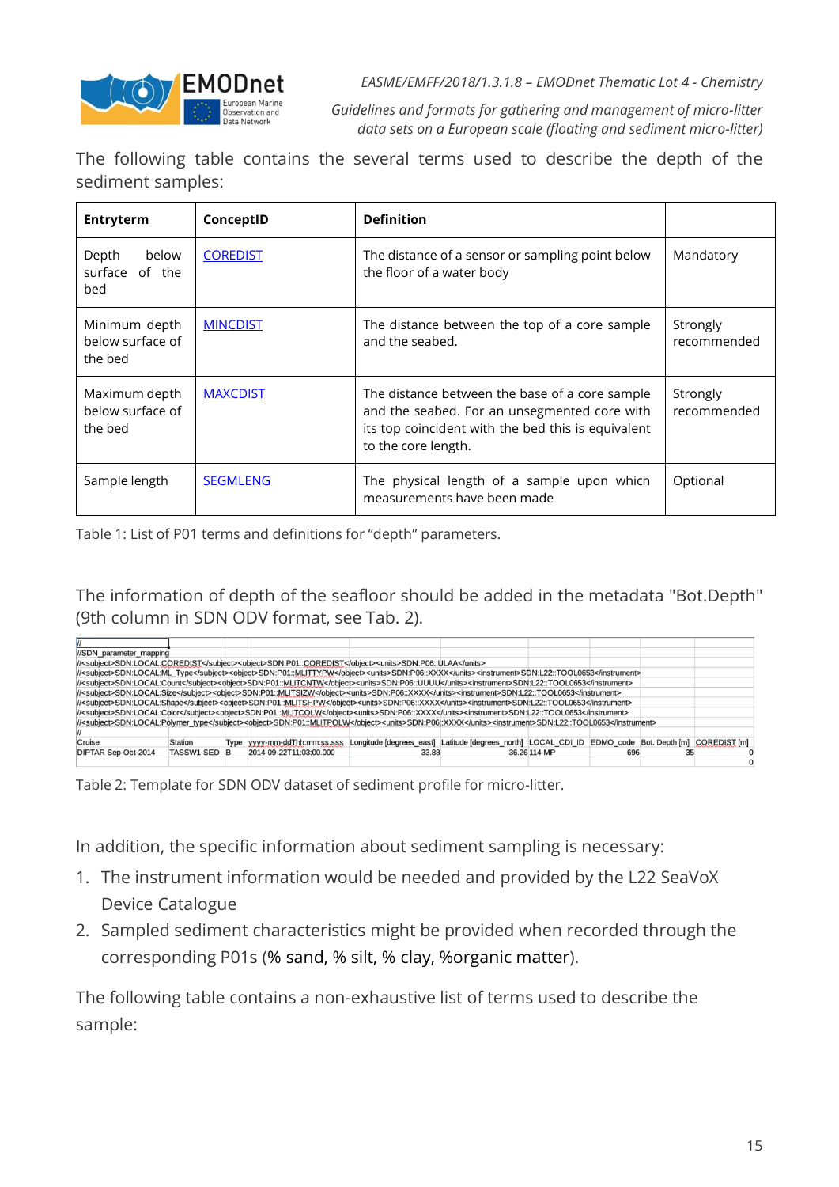The following table contains the several terms used to describe the depth of the sediment samples:

| Entryterm | ConceptID | Definition | |
|---|---|---|---|
| Depth below surface of the bed | COREDIST | The distance of a sensor or sampling point below the floor of a water body | Mandatory |
| Minimum depth below surface of the bed | MINCDIST | The distance between the top of a core sample and the seabed. | Strongly recommended |
| Maximum depth below surface of the bed | MAXCDIST | The distance between the base of a core sample and the seabed. For an unsegmented core with its top coincident with the bed this is equivalent to the core length. | Strongly recommended |
| Sample length | SEGMLENG | The physical length of a sample upon which measurements have been made | Optional |

Table 1: List of P01 terms and definitions for "depth" parameters.

The information of depth of the seafloor should be added in the metadata "Bot.Depth" (9th column in SDN ODV format, see Tab. 2).

```
//
//SDN_parameter_mapping
//<subject>SDN:LOCAL:COREDIST</subject><object>SDN:P01::COREDIST</object><units>SDN:P06::ULAA</units>
//<subject>SDN:LOCAL:ML_Type</subject><object>SDN:P01::MLITTYPW</object><units>SDN:P06::XXXX</units><instrument>SDN:L22::TOOL0653</instrument>
//<subject>SDN:LOCAL:Count</subject><object>SDN:P01::MLITCNTW</object><units>SDN:P06::UUUU</units><instrument>SDN:L22::TOOL0653</instrument>
//<subject>SDN:LOCAL:Size</subject><object>SDN:P01::MLITSIZW</object><units>SDN:P06::XXXX</units><instrument>SDN:L22::TOOL0653</instrument>
//<subject>SDN:LOCAL:Shape</subject><object>SDN:P01::MLITSHPW</object><units>SDN:P06::XXXX</units><instrument>SDN:L22::TOOL0653</instrument>
//<subject>SDN:LOCAL:Color</subject><object>SDN:P01::MLITCOLW</object><units>SDN:P06::XXXX</units><instrument>SDN:L22::TOOL0653</instrument>
//<subject>SDN:LOCAL:Polymer_type</subject><object>SDN:P01::MLITPOLW</object><units>SDN:P06::XXXX</units><instrument>SDN:L22::TOOL0653</instrument>
//
```

| Cruise | Station | Type | yyyy-mm-ddThh:mm:ss.sss | Longitude [degrees_east] | Latitude [degrees_north] | LOCAL_CDI_ID | EDMO_code | Bot. Depth [m] | COREDIST [m] |
|---|---|---|---|---|---|---|---|---|---|
| DIPTAR Sep-Oct-2014 | TASSW1-SED | B | 2014-09-22T11:03:00.000 | 33.88 | 36.26 | 114-MP | 696 | 35 | 0 |
| | | | | | | | | | 0 |

Table 2: Template for SDN ODV dataset of sediment profile for micro-litter.

In addition, the specific information about sediment sampling is necessary:

1. The instrument information would be needed and provided by the L22 SeaVoX Device Catalogue
2. Sampled sediment characteristics might be provided when recorded through the corresponding P01s (% sand, % silt, % clay, %organic matter).

The following table contains a non-exhaustive list of terms used to describe the sample: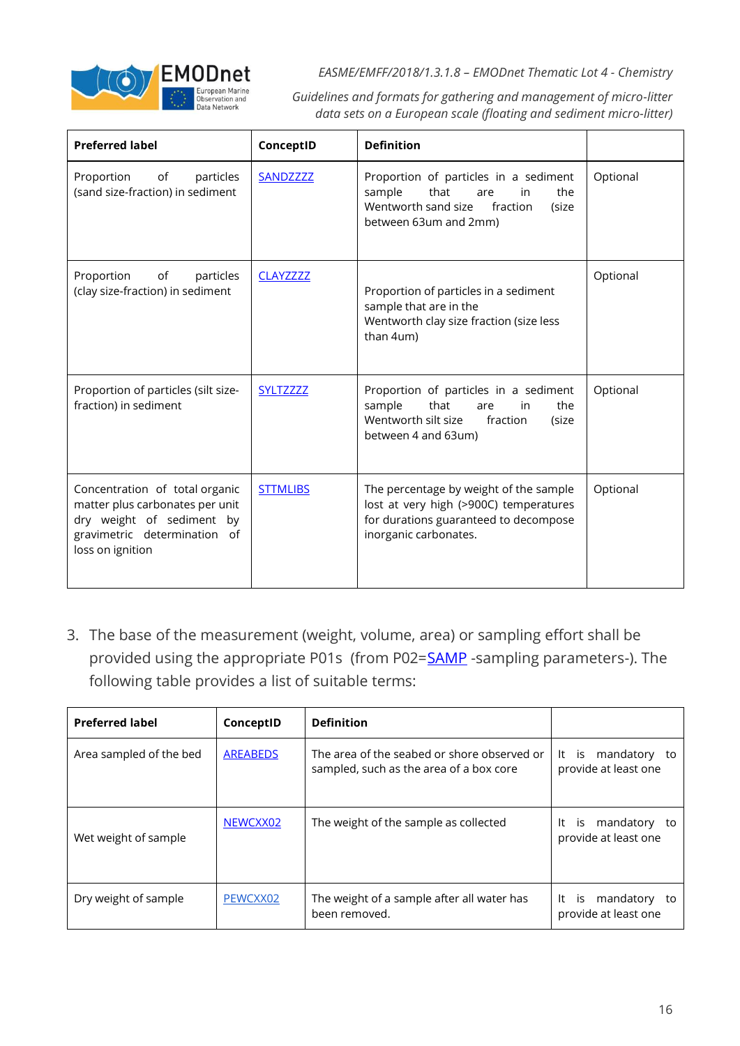| Preferred label | ConceptID | Definition | |
|---|---|---|---|
| Proportion of particles (sand size-fraction) in sediment | SANDZZZZ | Proportion of particles in a sediment sample that are in the Wentworth sand size fraction (size between 63um and 2mm) | Optional |
| Proportion of particles (clay size-fraction) in sediment | CLAYZZZZ | Proportion of particles in a sediment sample that are in the Wentworth clay size fraction (size less than 4um) | Optional |
| Proportion of particles (silt size-fraction) in sediment | SYLTZZZZ | Proportion of particles in a sediment sample that are in the Wentworth silt size fraction (size between 4 and 63um) | Optional |
| Concentration of total organic matter plus carbonates per unit dry weight of sediment by gravimetric determination of loss on ignition | STTMLIBS | The percentage by weight of the sample lost at very high (>900C) temperatures for durations guaranteed to decompose inorganic carbonates. | Optional |

3. The base of the measurement (weight, volume, area) or sampling effort shall be provided using the appropriate P01s (from P02=SAMP -sampling parameters-). The following table provides a list of suitable terms:

| Preferred label | ConceptID | Definition | |
|---|---|---|---|
| Area sampled of the bed | AREABEDS | The area of the seabed or shore observed or sampled, such as the area of a box core | It is mandatory to provide at least one |
| Wet weight of sample | NEWCXX02 | The weight of the sample as collected | It is mandatory to provide at least one |
| Dry weight of sample | PEWCXX02 | The weight of a sample after all water has been removed. | It is mandatory to provide at least one |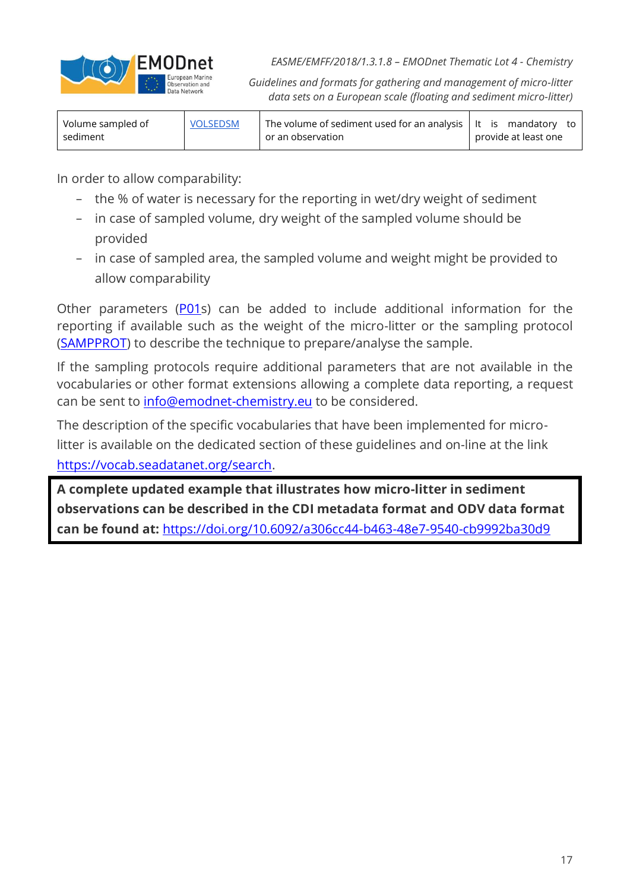| Volume sampled of sediment | VOLSEDSM | The volume of sediment used for an analysis or an observation | It is mandatory to provide at least one |
|---|---|---|---|

In order to allow comparability:

- the % of water is necessary for the reporting in wet/dry weight of sediment
- in case of sampled volume, dry weight of the sampled volume should be provided
- in case of sampled area, the sampled volume and weight might be provided to allow comparability

Other parameters (P01s) can be added to include additional information for the reporting if available such as the weight of the micro-litter or the sampling protocol (SAMPPROT) to describe the technique to prepare/analyse the sample.

If the sampling protocols require additional parameters that are not available in the vocabularies or other format extensions allowing a complete data reporting, a request can be sent to info@emodnet-chemistry.eu to be considered.

The description of the specific vocabularies that have been implemented for micro-litter is available on the dedicated section of these guidelines and on-line at the link https://vocab.seadatanet.org/search.

**A complete updated example that illustrates how micro-litter in sediment observations can be described in the CDI metadata format and ODV data format can be found at:** https://doi.org/10.6092/a306cc44-b463-48e7-9540-cb9992ba30d9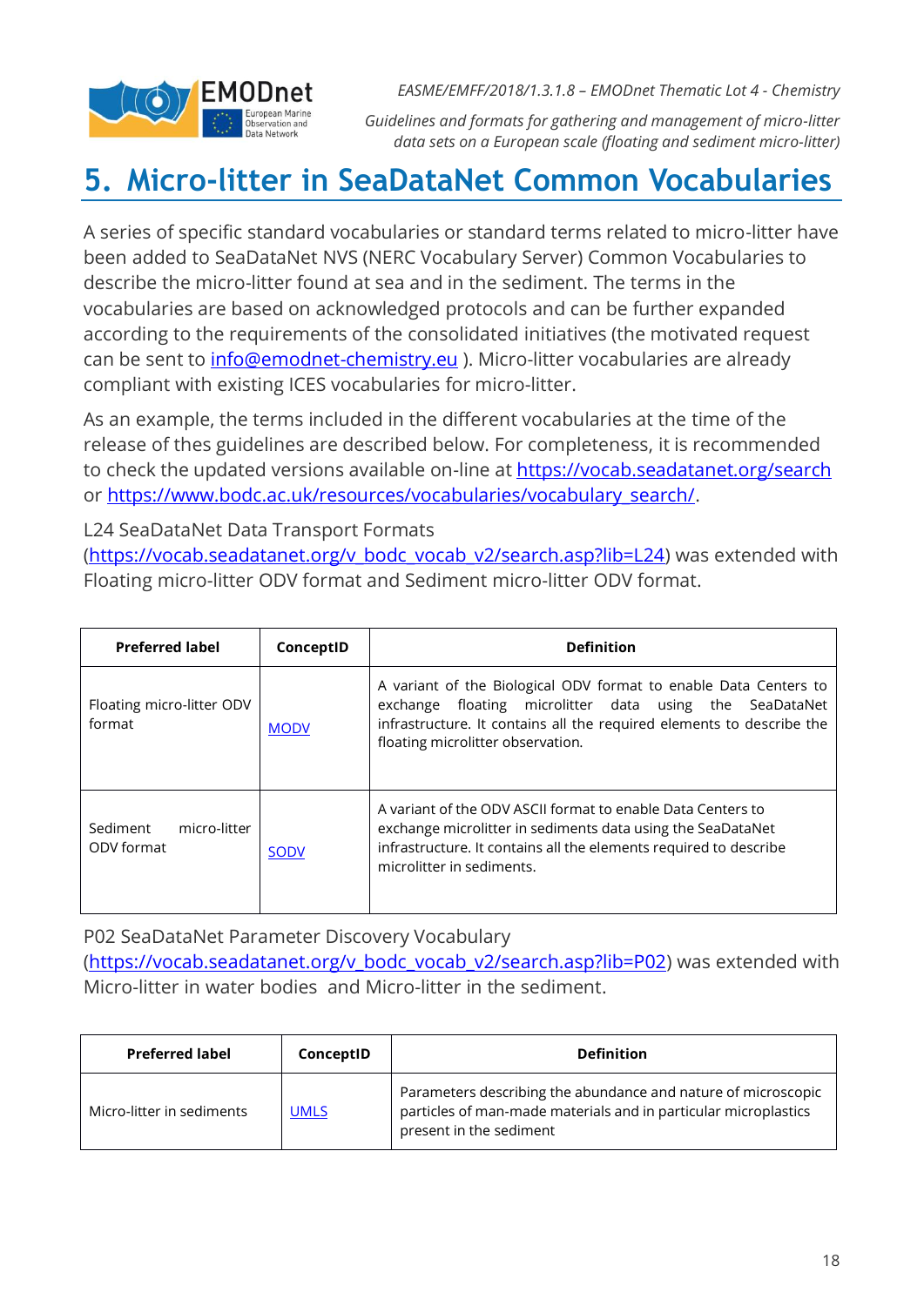# 5. Micro-litter in SeaDataNet Common Vocabularies

A series of specific standard vocabularies or standard terms related to micro-litter have been added to SeaDataNet NVS (NERC Vocabulary Server) Common Vocabularies to describe the micro-litter found at sea and in the sediment. The terms in the vocabularies are based on acknowledged protocols and can be further expanded according to the requirements of the consolidated initiatives (the motivated request can be sent to info@emodnet-chemistry.eu ). Micro-litter vocabularies are already compliant with existing ICES vocabularies for micro-litter.

As an example, the terms included in the different vocabularies at the time of the release of thes guidelines are described below. For completeness, it is recommended to check the updated versions available on-line at https://vocab.seadatanet.org/search or https://www.bodc.ac.uk/resources/vocabularies/vocabulary_search/.

L24 SeaDataNet Data Transport Formats (https://vocab.seadatanet.org/v_bodc_vocab_v2/search.asp?lib=L24) was extended with Floating micro-litter ODV format and Sediment micro-litter ODV format.

| Preferred label | ConceptID | Definition |
|---|---|---|
| Floating micro-litter ODV format | MODV | A variant of the Biological ODV format to enable Data Centers to exchange floating microlitter data using the SeaDataNet infrastructure. It contains all the required elements to describe the floating microlitter observation. |
| Sediment micro-litter ODV format | SODV | A variant of the ODV ASCII format to enable Data Centers to exchange microlitter in sediments data using the SeaDataNet infrastructure. It contains all the elements required to describe microlitter in sediments. |

P02 SeaDataNet Parameter Discovery Vocabulary (https://vocab.seadatanet.org/v_bodc_vocab_v2/search.asp?lib=P02) was extended with Micro-litter in water bodies and Micro-litter in the sediment.

| Preferred label | ConceptID | Definition |
|---|---|---|
| Micro-litter in sediments | UMLS | Parameters describing the abundance and nature of microscopic particles of man-made materials and in particular microplastics present in the sediment |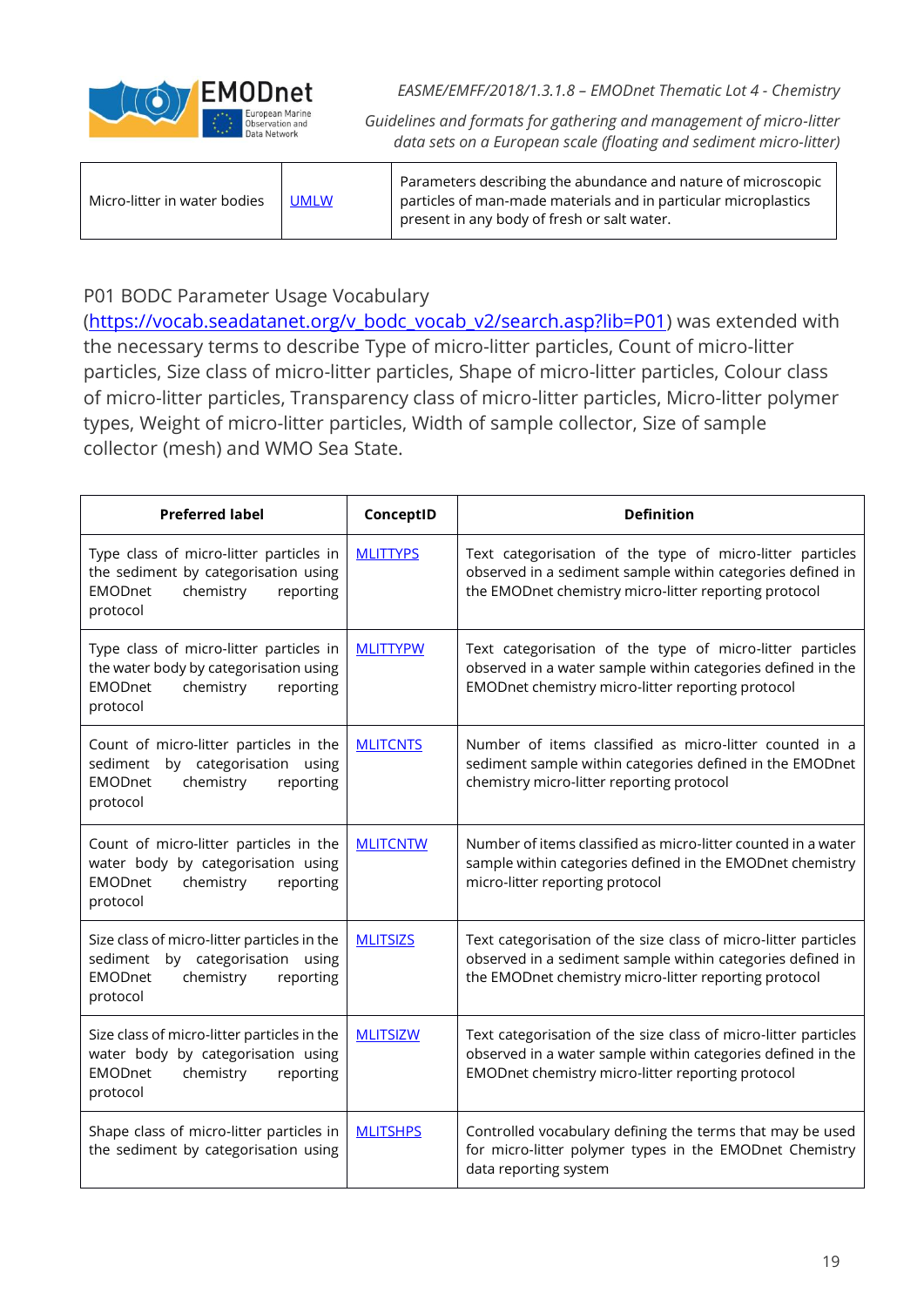| Micro-litter in water bodies | [UMLW](#) | Parameters describing the abundance and nature of microscopic particles of man-made materials and in particular microplastics present in any body of fresh or salt water. |
|---|---|---|

P01 BODC Parameter Usage Vocabulary ([https://vocab.seadatanet.org/v_bodc_vocab_v2/search.asp?lib=P01](https://vocab.seadatanet.org/v_bodc_vocab_v2/search.asp?lib=P01)) was extended with the necessary terms to describe Type of micro-litter particles, Count of micro-litter particles, Size class of micro-litter particles, Shape of micro-litter particles, Colour class of micro-litter particles, Transparency class of micro-litter particles, Micro-litter polymer types, Weight of micro-litter particles, Width of sample collector, Size of sample collector (mesh) and WMO Sea State.

| Preferred label | ConceptID | Definition |
|---|---|---|
| Type class of micro-litter particles in the sediment by categorisation using EMODnet chemistry reporting protocol | MLITTYPS | Text categorisation of the type of micro-litter particles observed in a sediment sample within categories defined in the EMODnet chemistry micro-litter reporting protocol |
| Type class of micro-litter particles in the water body by categorisation using EMODnet chemistry reporting protocol | MLITTYPW | Text categorisation of the type of micro-litter particles observed in a water sample within categories defined in the EMODnet chemistry micro-litter reporting protocol |
| Count of micro-litter particles in the sediment by categorisation using EMODnet chemistry reporting protocol | MLITCNTS | Number of items classified as micro-litter counted in a sediment sample within categories defined in the EMODnet chemistry micro-litter reporting protocol |
| Count of micro-litter particles in the water body by categorisation using EMODnet chemistry reporting protocol | MLITCNTW | Number of items classified as micro-litter counted in a water sample within categories defined in the EMODnet chemistry micro-litter reporting protocol |
| Size class of micro-litter particles in the sediment by categorisation using EMODnet chemistry reporting protocol | MLITSIZS | Text categorisation of the size class of micro-litter particles observed in a sediment sample within categories defined in the EMODnet chemistry micro-litter reporting protocol |
| Size class of micro-litter particles in the water body by categorisation using EMODnet chemistry reporting protocol | MLITSIZW | Text categorisation of the size class of micro-litter particles observed in a water sample within categories defined in the EMODnet chemistry micro-litter reporting protocol |
| Shape class of micro-litter particles in the sediment by categorisation using | MLITSHPS | Controlled vocabulary defining the terms that may be used for micro-litter polymer types in the EMODnet Chemistry data reporting system |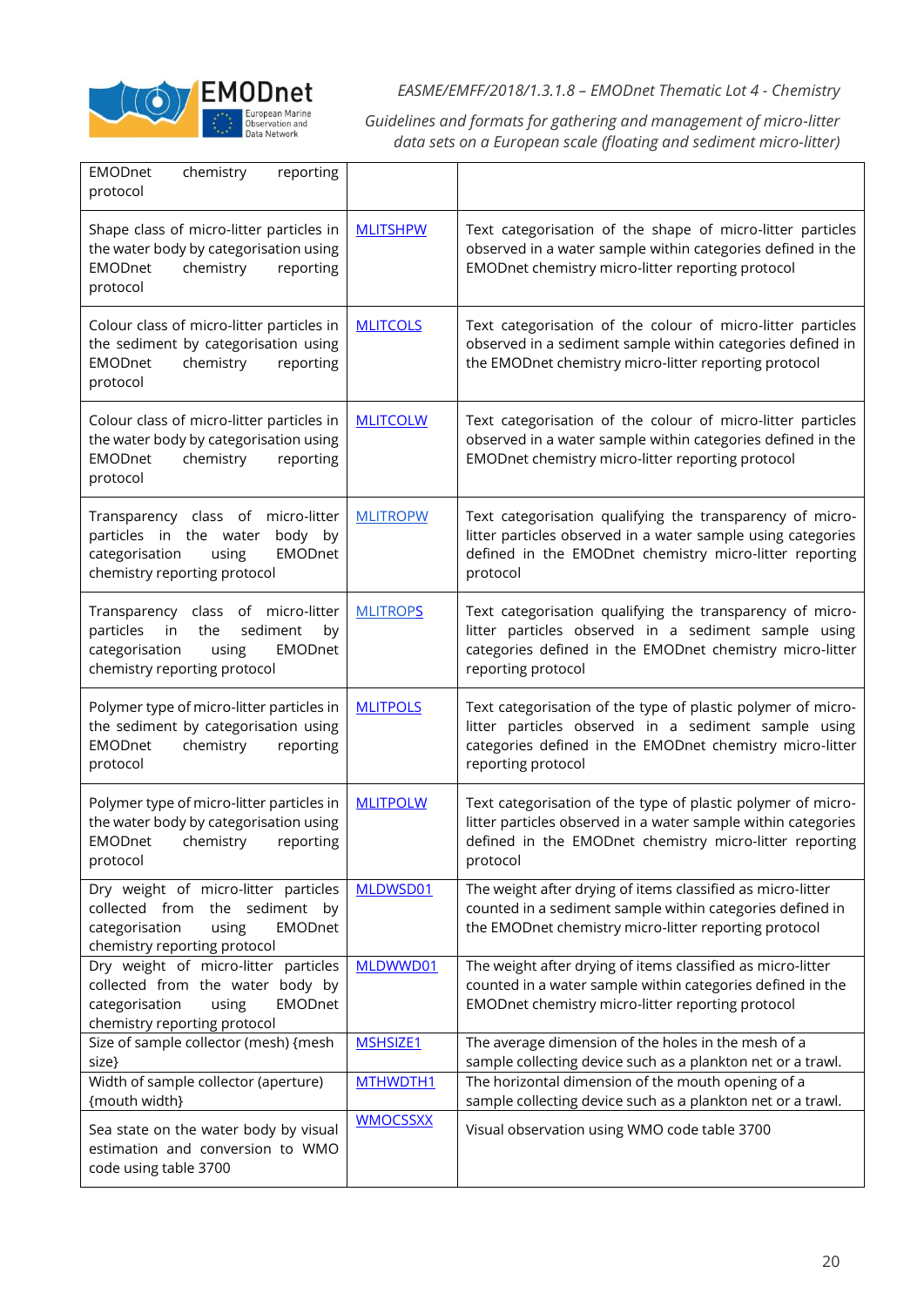| | | |
|---|---|---|
| EMODnet chemistry reporting protocol | | |
| Shape class of micro-litter particles in the water body by categorisation using EMODnet chemistry reporting protocol | MLITSHPW | Text categorisation of the shape of micro-litter particles observed in a water sample within categories defined in the EMODnet chemistry micro-litter reporting protocol |
| Colour class of micro-litter particles in the sediment by categorisation using EMODnet chemistry reporting protocol | MLITCOLS | Text categorisation of the colour of micro-litter particles observed in a sediment sample within categories defined in the EMODnet chemistry micro-litter reporting protocol |
| Colour class of micro-litter particles in the water body by categorisation using EMODnet chemistry reporting protocol | MLITCOLW | Text categorisation of the colour of micro-litter particles observed in a water sample within categories defined in the EMODnet chemistry micro-litter reporting protocol |
| Transparency class of micro-litter particles in the water body by categorisation using EMODnet chemistry reporting protocol | MLITROPW | Text categorisation qualifying the transparency of micro-litter particles observed in a water sample using categories defined in the EMODnet chemistry micro-litter reporting protocol |
| Transparency class of micro-litter particles in the sediment by categorisation using EMODnet chemistry reporting protocol | MLITROPS | Text categorisation qualifying the transparency of micro-litter particles observed in a sediment sample using categories defined in the EMODnet chemistry micro-litter reporting protocol |
| Polymer type of micro-litter particles in the sediment by categorisation using EMODnet chemistry reporting protocol | MLITPOLS | Text categorisation of the type of plastic polymer of micro-litter particles observed in a sediment sample using categories defined in the EMODnet chemistry micro-litter reporting protocol |
| Polymer type of micro-litter particles in the water body by categorisation using EMODnet chemistry reporting protocol | MLITPOLW | Text categorisation of the type of plastic polymer of micro-litter particles observed in a water sample within categories defined in the EMODnet chemistry micro-litter reporting protocol |
| Dry weight of micro-litter particles collected from the sediment by categorisation using EMODnet chemistry reporting protocol | MLDWSD01 | The weight after drying of items classified as micro-litter counted in a sediment sample within categories defined in the EMODnet chemistry micro-litter reporting protocol |
| Dry weight of micro-litter particles collected from the water body by categorisation using EMODnet chemistry reporting protocol | MLDWWD01 | The weight after drying of items classified as micro-litter counted in a water sample within categories defined in the EMODnet chemistry micro-litter reporting protocol |
| Size of sample collector (mesh) {mesh size} | MSHSIZE1 | The average dimension of the holes in the mesh of a sample collecting device such as a plankton net or a trawl. |
| Width of sample collector (aperture) {mouth width} | MTHWDTH1 | The horizontal dimension of the mouth opening of a sample collecting device such as a plankton net or a trawl. |
| Sea state on the water body by visual estimation and conversion to WMO code using table 3700 | WMOCSSXX | Visual observation using WMO code table 3700 |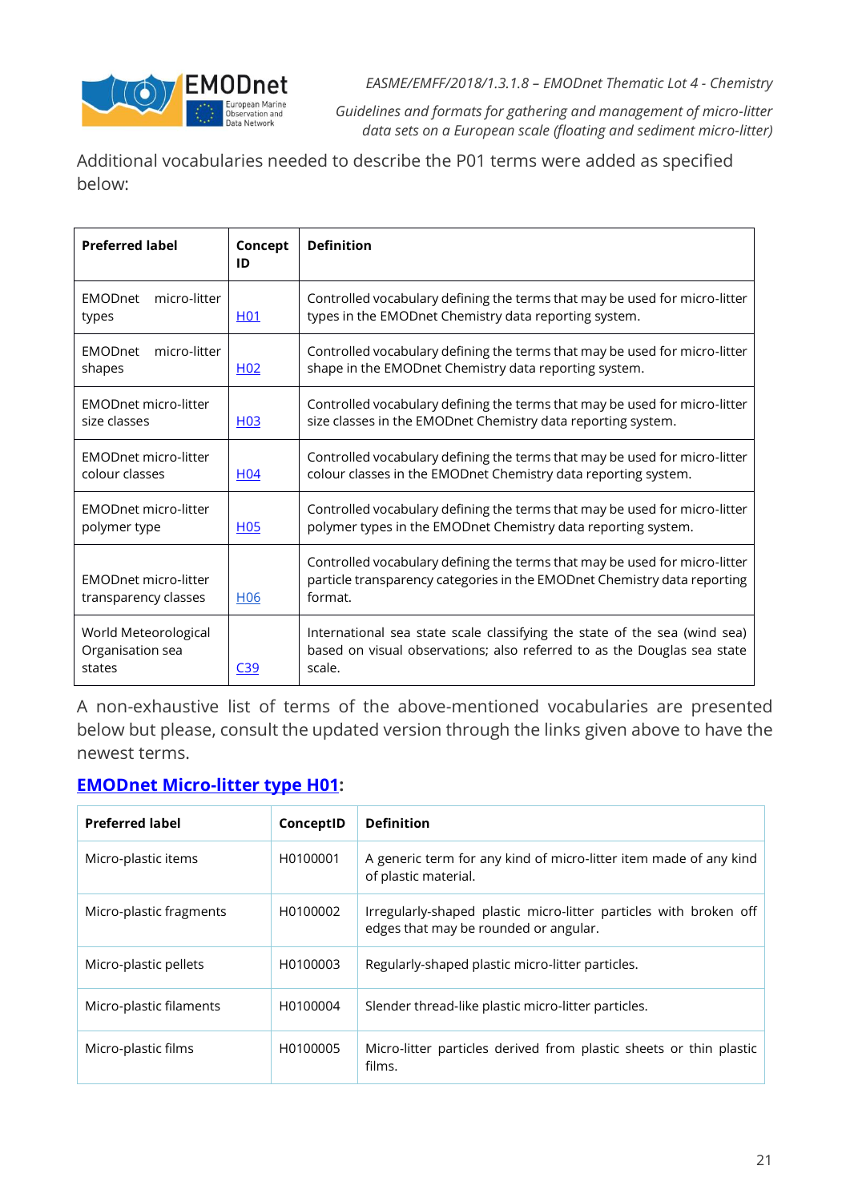Additional vocabularies needed to describe the P01 terms were added as specified below:

| Preferred label | Concept ID | Definition |
|---|---|---|
| EMODnet micro-litter types | H01 | Controlled vocabulary defining the terms that may be used for micro-litter types in the EMODnet Chemistry data reporting system. |
| EMODnet micro-litter shapes | H02 | Controlled vocabulary defining the terms that may be used for micro-litter shape in the EMODnet Chemistry data reporting system. |
| EMODnet micro-litter size classes | H03 | Controlled vocabulary defining the terms that may be used for micro-litter size classes in the EMODnet Chemistry data reporting system. |
| EMODnet micro-litter colour classes | H04 | Controlled vocabulary defining the terms that may be used for micro-litter colour classes in the EMODnet Chemistry data reporting system. |
| EMODnet micro-litter polymer type | H05 | Controlled vocabulary defining the terms that may be used for micro-litter polymer types in the EMODnet Chemistry data reporting system. |
| EMODnet micro-litter transparency classes | H06 | Controlled vocabulary defining the terms that may be used for micro-litter particle transparency categories in the EMODnet Chemistry data reporting format. |
| World Meteorological Organisation sea states | C39 | International sea state scale classifying the state of the sea (wind sea) based on visual observations; also referred to as the Douglas sea state scale. |

A non-exhaustive list of terms of the above-mentioned vocabularies are presented below but please, consult the updated version through the links given above to have the newest terms.

**EMODnet Micro-litter type H01:**

| Preferred label | ConceptID | Definition |
|---|---|---|
| Micro-plastic items | H0100001 | A generic term for any kind of micro-litter item made of any kind of plastic material. |
| Micro-plastic fragments | H0100002 | Irregularly-shaped plastic micro-litter particles with broken off edges that may be rounded or angular. |
| Micro-plastic pellets | H0100003 | Regularly-shaped plastic micro-litter particles. |
| Micro-plastic filaments | H0100004 | Slender thread-like plastic micro-litter particles. |
| Micro-plastic films | H0100005 | Micro-litter particles derived from plastic sheets or thin plastic films. |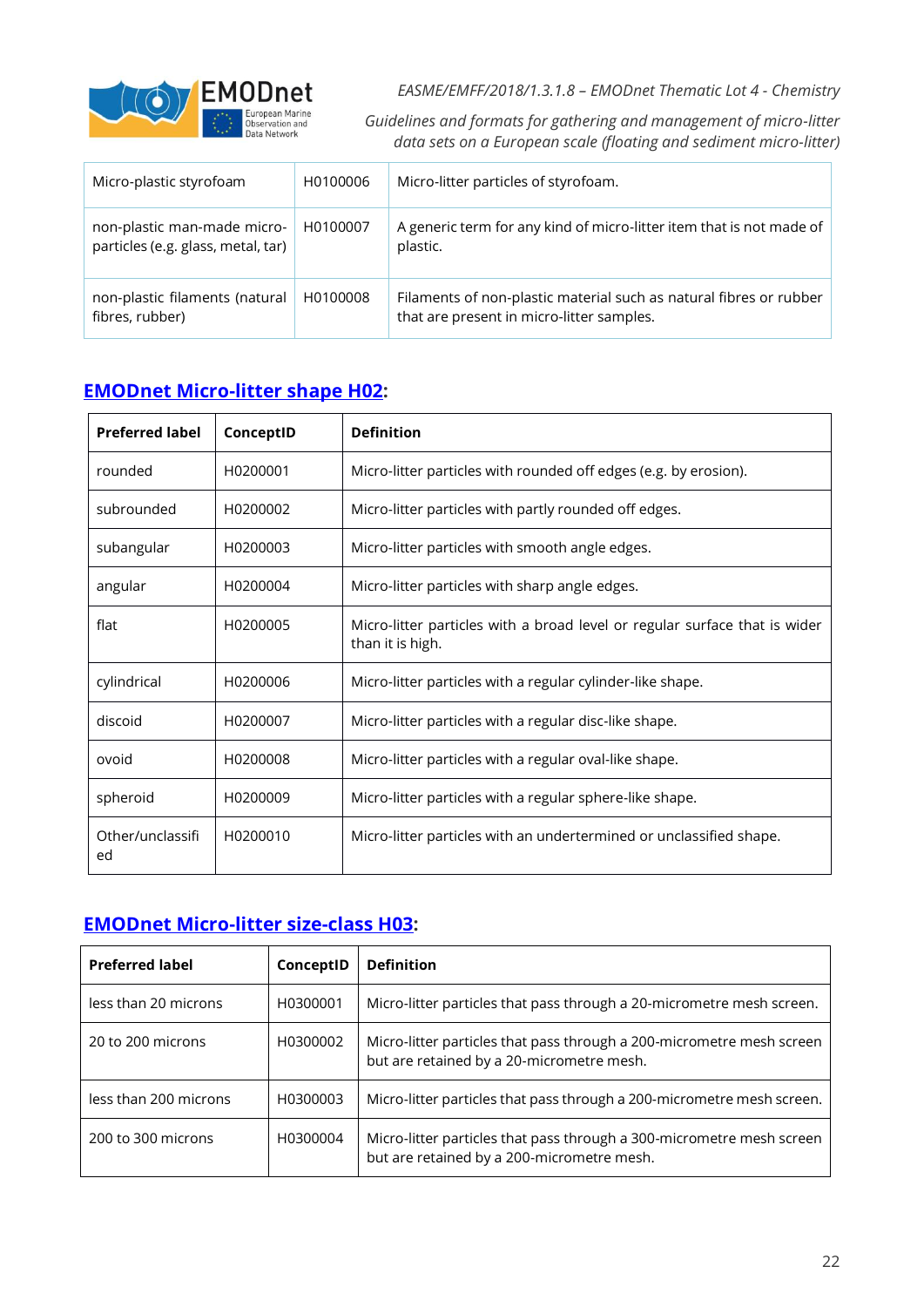| Micro-plastic styrofoam | H0100006 | Micro-litter particles of styrofoam. |
|---|---|---|
| non-plastic man-made micro-particles (e.g. glass, metal, tar) | H0100007 | A generic term for any kind of micro-litter item that is not made of plastic. |
| non-plastic filaments (natural fibres, rubber) | H0100008 | Filaments of non-plastic material such as natural fibres or rubber that are present in micro-litter samples. |

### EMODnet Micro-litter shape H02:

| Preferred label | ConceptID | Definition |
|---|---|---|
| rounded | H0200001 | Micro-litter particles with rounded off edges (e.g. by erosion). |
| subrounded | H0200002 | Micro-litter particles with partly rounded off edges. |
| subangular | H0200003 | Micro-litter particles with smooth angle edges. |
| angular | H0200004 | Micro-litter particles with sharp angle edges. |
| flat | H0200005 | Micro-litter particles with a broad level or regular surface that is wider than it is high. |
| cylindrical | H0200006 | Micro-litter particles with a regular cylinder-like shape. |
| discoid | H0200007 | Micro-litter particles with a regular disc-like shape. |
| ovoid | H0200008 | Micro-litter particles with a regular oval-like shape. |
| spheroid | H0200009 | Micro-litter particles with a regular sphere-like shape. |
| Other/unclassified | H0200010 | Micro-litter particles with an undertermined or unclassified shape. |

### EMODnet Micro-litter size-class H03:

| Preferred label | ConceptID | Definition |
|---|---|---|
| less than 20 microns | H0300001 | Micro-litter particles that pass through a 20-micrometre mesh screen. |
| 20 to 200 microns | H0300002 | Micro-litter particles that pass through a 200-micrometre mesh screen but are retained by a 20-micrometre mesh. |
| less than 200 microns | H0300003 | Micro-litter particles that pass through a 200-micrometre mesh screen. |
| 200 to 300 microns | H0300004 | Micro-litter particles that pass through a 300-micrometre mesh screen but are retained by a 200-micrometre mesh. |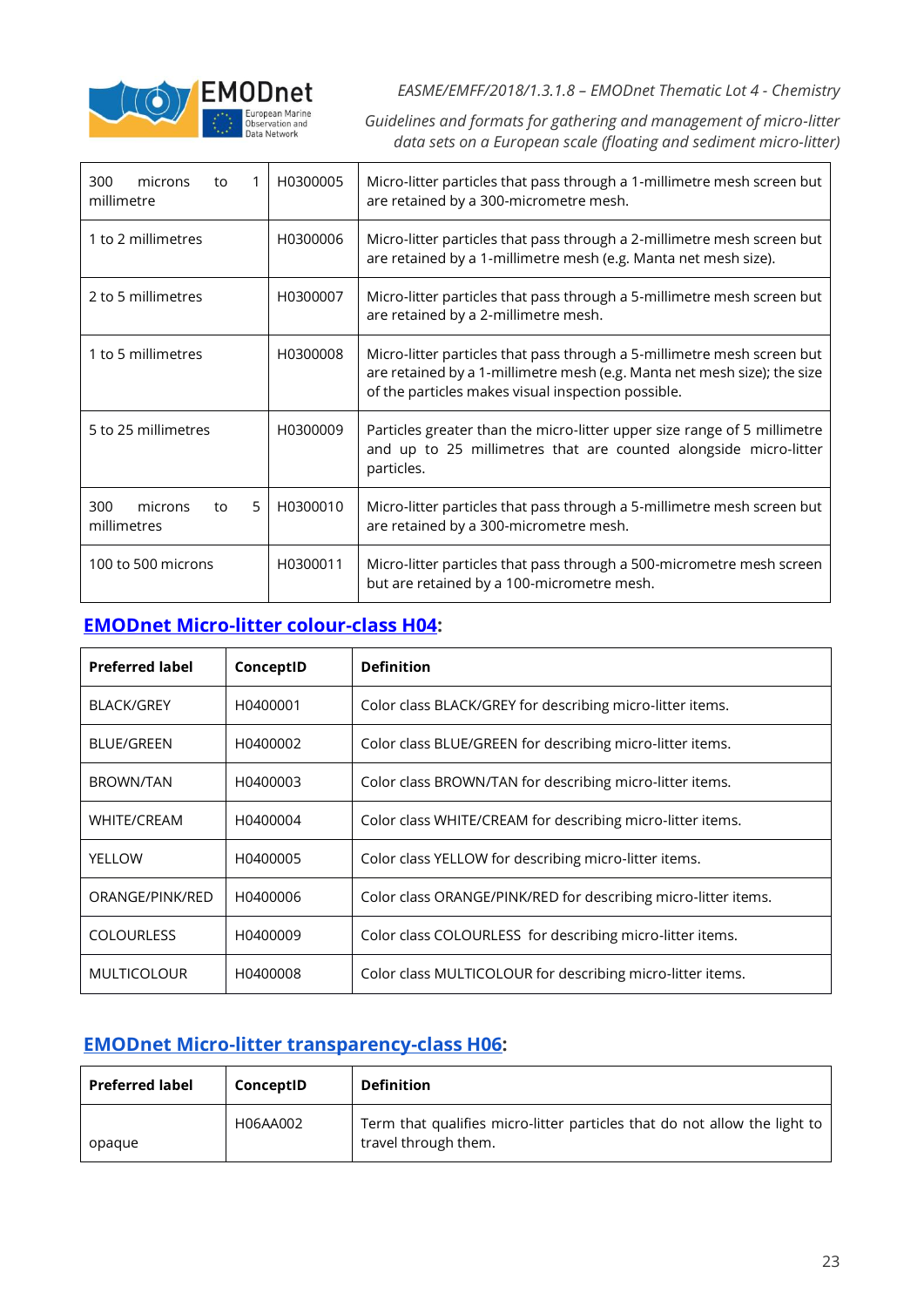| | | |
|---|---|---|
| 300 microns to 1 millimetre | H0300005 | Micro-litter particles that pass through a 1-millimetre mesh screen but are retained by a 300-micrometre mesh. |
| 1 to 2 millimetres | H0300006 | Micro-litter particles that pass through a 2-millimetre mesh screen but are retained by a 1-millimetre mesh (e.g. Manta net mesh size). |
| 2 to 5 millimetres | H0300007 | Micro-litter particles that pass through a 5-millimetre mesh screen but are retained by a 2-millimetre mesh. |
| 1 to 5 millimetres | H0300008 | Micro-litter particles that pass through a 5-millimetre mesh screen but are retained by a 1-millimetre mesh (e.g. Manta net mesh size); the size of the particles makes visual inspection possible. |
| 5 to 25 millimetres | H0300009 | Particles greater than the micro-litter upper size range of 5 millimetre and up to 25 millimetres that are counted alongside micro-litter particles. |
| 300 microns to 5 millimetres | H0300010 | Micro-litter particles that pass through a 5-millimetre mesh screen but are retained by a 300-micrometre mesh. |
| 100 to 500 microns | H0300011 | Micro-litter particles that pass through a 500-micrometre mesh screen but are retained by a 100-micrometre mesh. |

**EMODnet Micro-litter colour-class H04:**

| Preferred label | ConceptID | Definition |
|---|---|---|
| BLACK/GREY | H0400001 | Color class BLACK/GREY for describing micro-litter items. |
| BLUE/GREEN | H0400002 | Color class BLUE/GREEN for describing micro-litter items. |
| BROWN/TAN | H0400003 | Color class BROWN/TAN for describing micro-litter items. |
| WHITE/CREAM | H0400004 | Color class WHITE/CREAM for describing micro-litter items. |
| YELLOW | H0400005 | Color class YELLOW for describing micro-litter items. |
| ORANGE/PINK/RED | H0400006 | Color class ORANGE/PINK/RED for describing micro-litter items. |
| COLOURLESS | H0400009 | Color class COLOURLESS for describing micro-litter items. |
| MULTICOLOUR | H0400008 | Color class MULTICOLOUR for describing micro-litter items. |

**EMODnet Micro-litter transparency-class H06:**

| Preferred label | ConceptID | Definition |
|---|---|---|
| opaque | H06AA002 | Term that qualifies micro-litter particles that do not allow the light to travel through them. |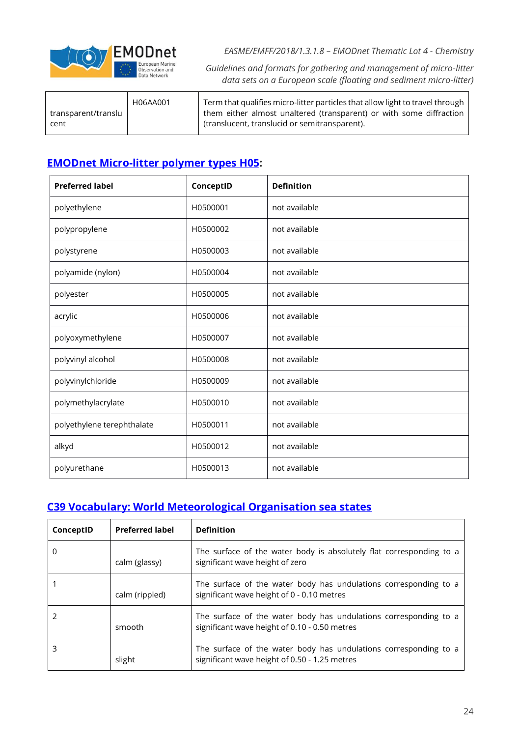| transparent/translucent | H06AA001 | Term that qualifies micro-litter particles that allow light to travel through them either almost unaltered (transparent) or with some diffraction (translucent, translucid or semitransparent). |
|---|---|---|

## EMODnet Micro-litter polymer types H05:

| Preferred label | ConceptID | Definition |
|---|---|---|
| polyethylene | H0500001 | not available |
| polypropylene | H0500002 | not available |
| polystyrene | H0500003 | not available |
| polyamide (nylon) | H0500004 | not available |
| polyester | H0500005 | not available |
| acrylic | H0500006 | not available |
| polyoxymethylene | H0500007 | not available |
| polyvinyl alcohol | H0500008 | not available |
| polyvinylchloride | H0500009 | not available |
| polymethylacrylate | H0500010 | not available |
| polyethylene terephthalate | H0500011 | not available |
| alkyd | H0500012 | not available |
| polyurethane | H0500013 | not available |

## C39 Vocabulary: World Meteorological Organisation sea states

| ConceptID | Preferred label | Definition |
|---|---|---|
| 0 | calm (glassy) | The surface of the water body is absolutely flat corresponding to a significant wave height of zero |
| 1 | calm (rippled) | The surface of the water body has undulations corresponding to a significant wave height of 0 - 0.10 metres |
| 2 | smooth | The surface of the water body has undulations corresponding to a significant wave height of 0.10 - 0.50 metres |
| 3 | slight | The surface of the water body has undulations corresponding to a significant wave height of 0.50 - 1.25 metres |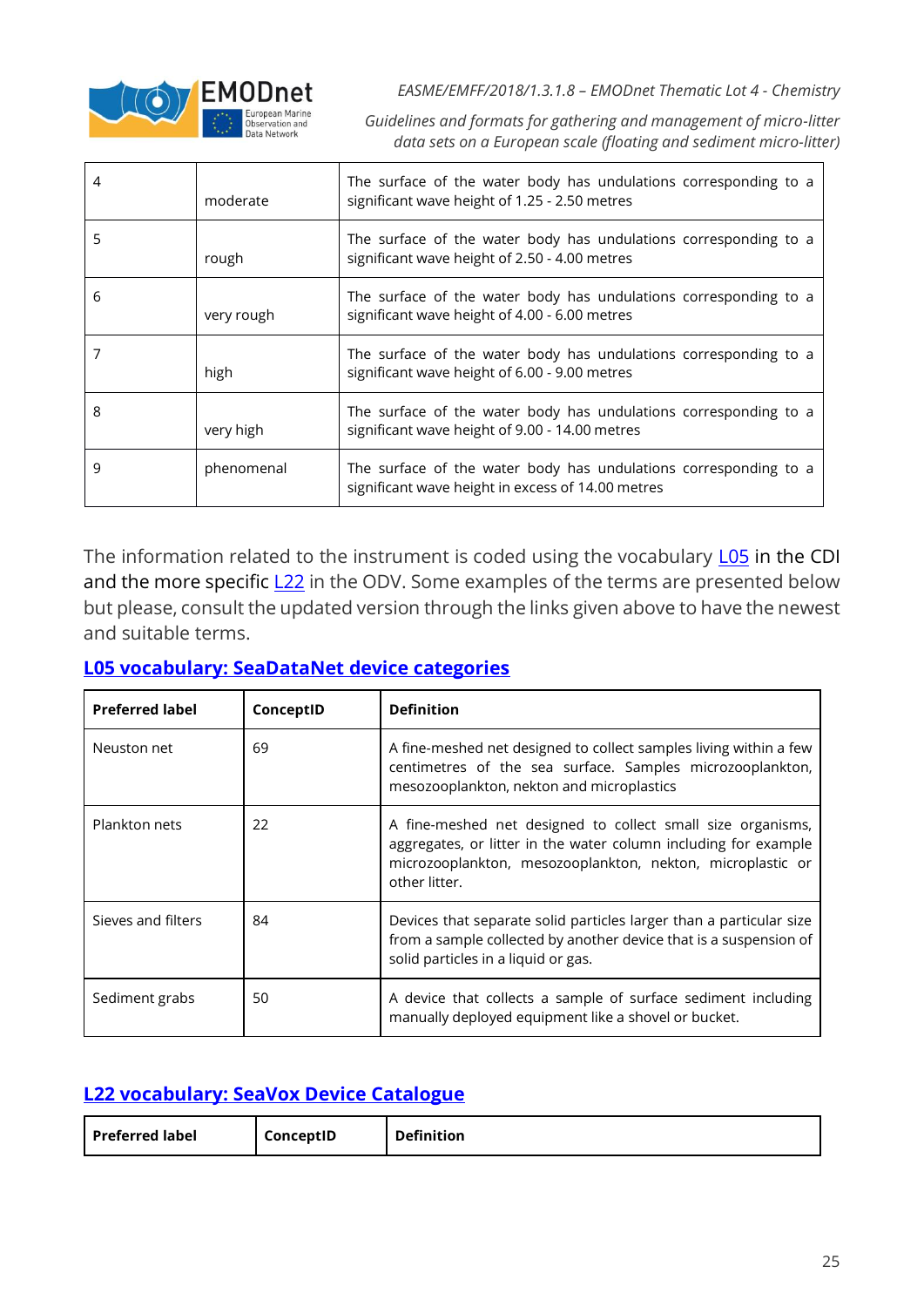| 4 | moderate | The surface of the water body has undulations corresponding to a significant wave height of 1.25 - 2.50 metres |
|---|---|---|
| 5 | rough | The surface of the water body has undulations corresponding to a significant wave height of 2.50 - 4.00 metres |
| 6 | very rough | The surface of the water body has undulations corresponding to a significant wave height of 4.00 - 6.00 metres |
| 7 | high | The surface of the water body has undulations corresponding to a significant wave height of 6.00 - 9.00 metres |
| 8 | very high | The surface of the water body has undulations corresponding to a significant wave height of 9.00 - 14.00 metres |
| 9 | phenomenal | The surface of the water body has undulations corresponding to a significant wave height in excess of 14.00 metres |

The information related to the instrument is coded using the vocabulary L05 in the CDI and the more specific L22 in the ODV. Some examples of the terms are presented below but please, consult the updated version through the links given above to have the newest and suitable terms.

### L05 vocabulary: SeaDataNet device categories

| Preferred label | ConceptID | Definition |
|---|---|---|
| Neuston net | 69 | A fine-meshed net designed to collect samples living within a few centimetres of the sea surface. Samples microzooplankton, mesozooplankton, nekton and microplastics |
| Plankton nets | 22 | A fine-meshed net designed to collect small size organisms, aggregates, or litter in the water column including for example microzooplankton, mesozooplankton, nekton, microplastic or other litter. |
| Sieves and filters | 84 | Devices that separate solid particles larger than a particular size from a sample collected by another device that is a suspension of solid particles in a liquid or gas. |
| Sediment grabs | 50 | A device that collects a sample of surface sediment including manually deployed equipment like a shovel or bucket. |

### L22 vocabulary: SeaVox Device Catalogue

| Preferred label | ConceptID | Definition |
|---|---|---|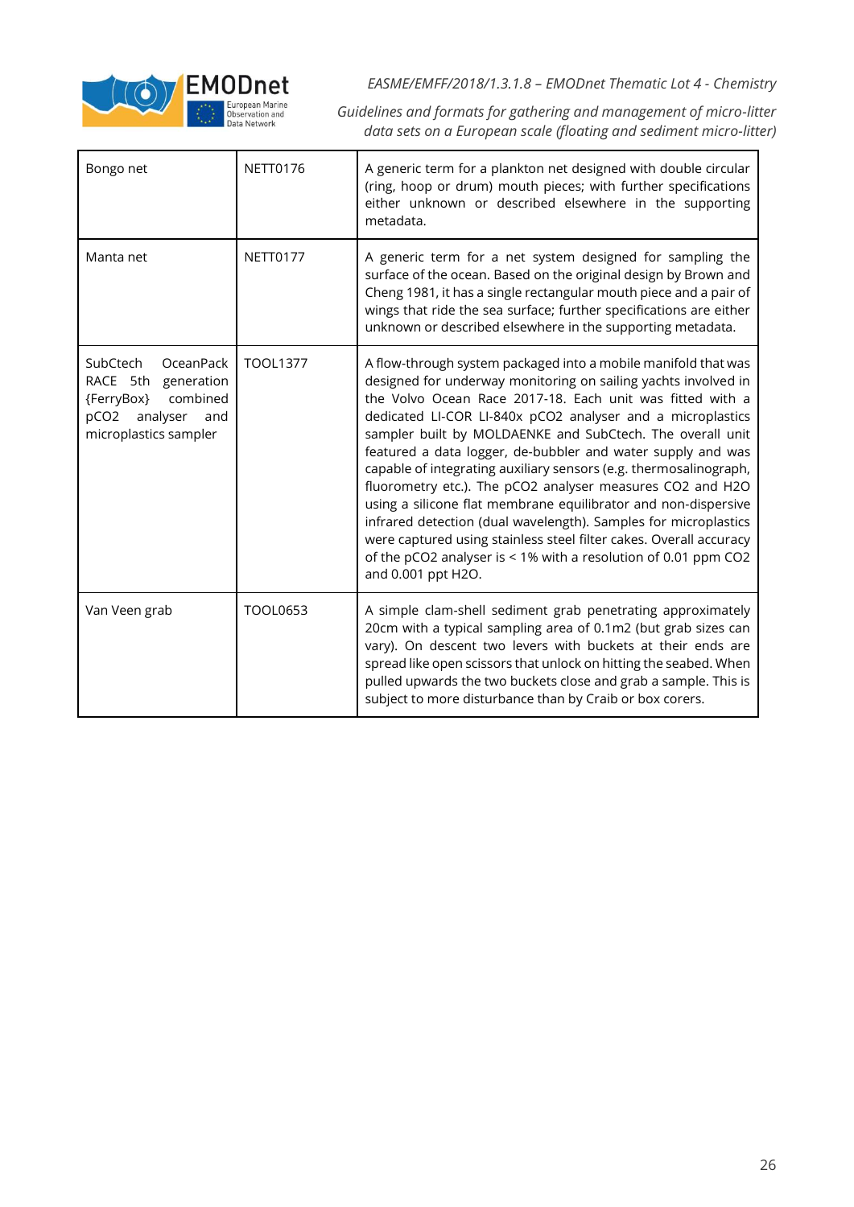| Bongo net | NETT0176 | A generic term for a plankton net designed with double circular (ring, hoop or drum) mouth pieces; with further specifications either unknown or described elsewhere in the supporting metadata. |
|---|---|---|
| Manta net | NETT0177 | A generic term for a net system designed for sampling the surface of the ocean. Based on the original design by Brown and Cheng 1981, it has a single rectangular mouth piece and a pair of wings that ride the sea surface; further specifications are either unknown or described elsewhere in the supporting metadata. |
| SubCtech OceanPack RACE 5th generation {FerryBox} combined $pCO_2$ analyser and microplastics sampler | TOOL1377 | A flow-through system packaged into a mobile manifold that was designed for underway monitoring on sailing yachts involved in the Volvo Ocean Race 2017-18. Each unit was fitted with a dedicated LI-COR LI-840x $pCO_2$ analyser and a microplastics sampler built by MOLDAENKE and SubCtech. The overall unit featured a data logger, de-bubbler and water supply and was capable of integrating auxiliary sensors (e.g. thermosalinograph, fluorometry etc.). The $pCO_2$ analyser measures $CO_2$ and $H_2O$ using a silicone flat membrane equilibrator and non-dispersive infrared detection (dual wavelength). Samples for microplastics were captured using stainless steel filter cakes. Overall accuracy of the $pCO_2$ analyser is < 1% with a resolution of 0.01 ppm $CO_2$ and 0.001 ppt $H_2O$. |
| Van Veen grab | TOOL0653 | A simple clam-shell sediment grab penetrating approximately 20cm with a typical sampling area of 0.1m2 (but grab sizes can vary). On descent two levers with buckets at their ends are spread like open scissors that unlock on hitting the seabed. When pulled upwards the two buckets close and grab a sample. This is subject to more disturbance than by Craib or box corers. |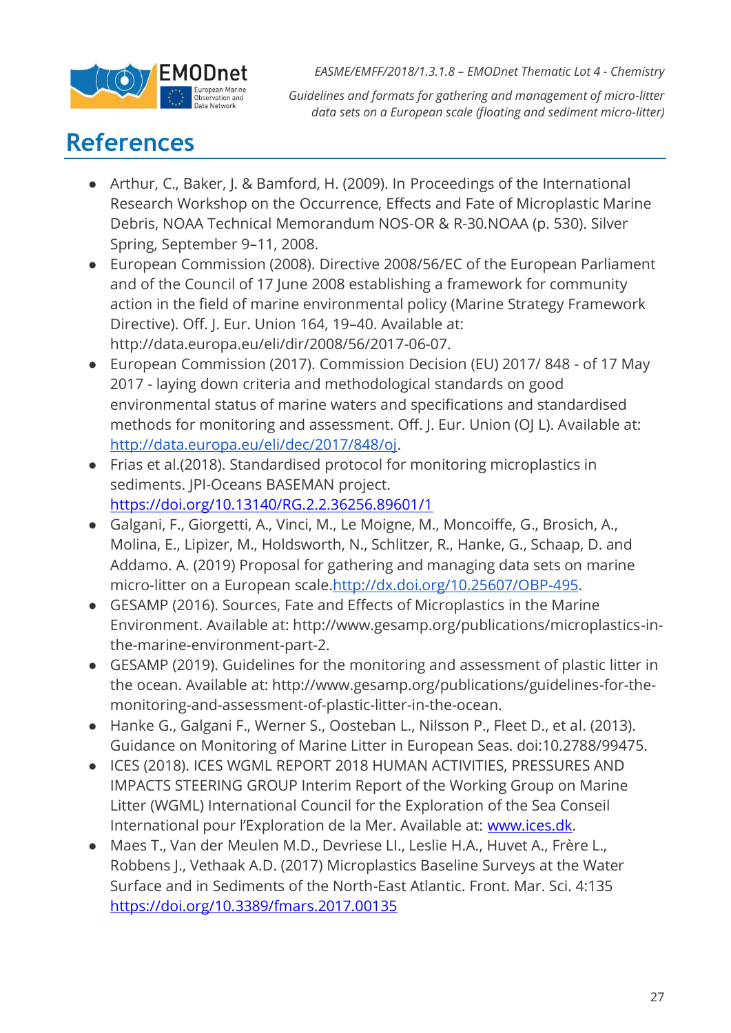# References

- Arthur, C., Baker, J. & Bamford, H. (2009). In Proceedings of the International Research Workshop on the Occurrence, Effects and Fate of Microplastic Marine Debris, NOAA Technical Memorandum NOS-OR & R-30.NOAA (p. 530). Silver Spring, September 9–11, 2008.
- European Commission (2008). Directive 2008/56/EC of the European Parliament and of the Council of 17 June 2008 establishing a framework for community action in the field of marine environmental policy (Marine Strategy Framework Directive). Off. J. Eur. Union 164, 19–40. Available at: http://data.europa.eu/eli/dir/2008/56/2017-06-07.
- European Commission (2017). Commission Decision (EU) 2017/ 848 - of 17 May 2017 - laying down criteria and methodological standards on good environmental status of marine waters and specifications and standardised methods for monitoring and assessment. Off. J. Eur. Union (OJ L). Available at: http://data.europa.eu/eli/dec/2017/848/oj.
- Frias et al.(2018). Standardised protocol for monitoring microplastics in sediments. JPI-Oceans BASEMAN project. https://doi.org/10.13140/RG.2.2.36256.89601/1
- Galgani, F., Giorgetti, A., Vinci, M., Le Moigne, M., Moncoiffe, G., Brosich, A., Molina, E., Lipizer, M., Holdsworth, N., Schlitzer, R., Hanke, G., Schaap, D. and Addamo. A. (2019) Proposal for gathering and managing data sets on marine micro-litter on a European scale.http://dx.doi.org/10.25607/OBP-495.
- GESAMP (2016). Sources, Fate and Effects of Microplastics in the Marine Environment. Available at: http://www.gesamp.org/publications/microplastics-in-the-marine-environment-part-2.
- GESAMP (2019). Guidelines for the monitoring and assessment of plastic litter in the ocean. Available at: http://www.gesamp.org/publications/guidelines-for-the-monitoring-and-assessment-of-plastic-litter-in-the-ocean.
- Hanke G., Galgani F., Werner S., Oosteban L., Nilsson P., Fleet D., et al. (2013). Guidance on Monitoring of Marine Litter in European Seas. doi:10.2788/99475.
- ICES (2018). ICES WGML REPORT 2018 HUMAN ACTIVITIES, PRESSURES AND IMPACTS STEERING GROUP Interim Report of the Working Group on Marine Litter (WGML) International Council for the Exploration of the Sea Conseil International pour l'Exploration de la Mer. Available at: www.ices.dk.
- Maes T., Van der Meulen M.D., Devriese LI., Leslie H.A., Huvet A., Frère L., Robbens J., Vethaak A.D. (2017) Microplastics Baseline Surveys at the Water Surface and in Sediments of the North-East Atlantic. Front. Mar. Sci. 4:135 https://doi.org/10.3389/fmars.2017.00135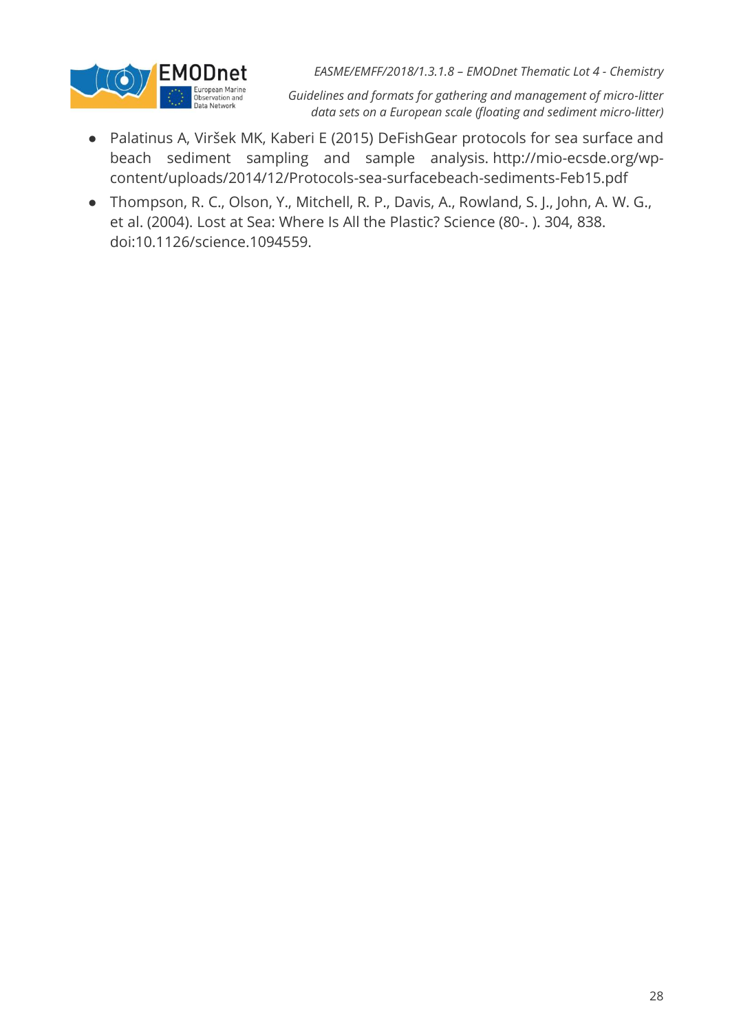- Palatinus A, Viršek MK, Kaberi E (2015) DeFishGear protocols for sea surface and beach sediment sampling and sample analysis. http://mio-ecsde.org/wp-content/uploads/2014/12/Protocols-sea-surfacebeach-sediments-Feb15.pdf
- Thompson, R. C., Olson, Y., Mitchell, R. P., Davis, A., Rowland, S. J., John, A. W. G., et al. (2004). Lost at Sea: Where Is All the Plastic? Science (80-. ). 304, 838. doi:10.1126/science.1094559.